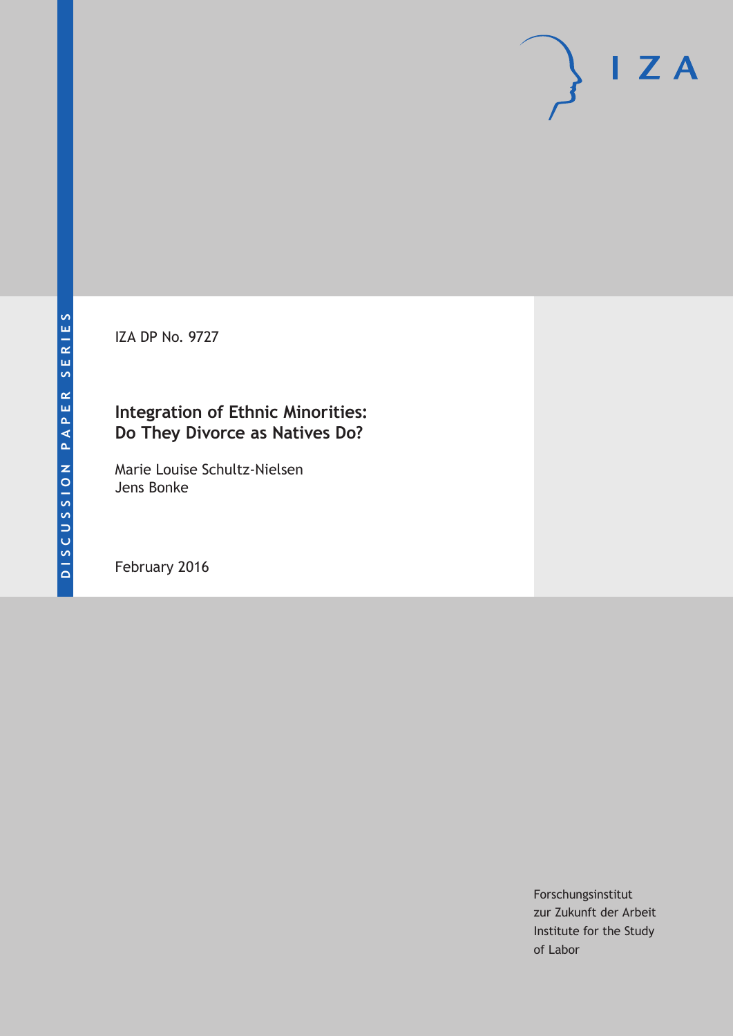DISCUSSION PAPER SERIES

IZA

IZA DP No. 9727

# Integration of Ethnic Minorities: Do They Divorce as Natives Do?

Marie Louise Schultz-Nielsen
Jens Bonke

February 2016

Forschungsinstitut
zur Zukunft der Arbeit
Institute for the Study
of Labor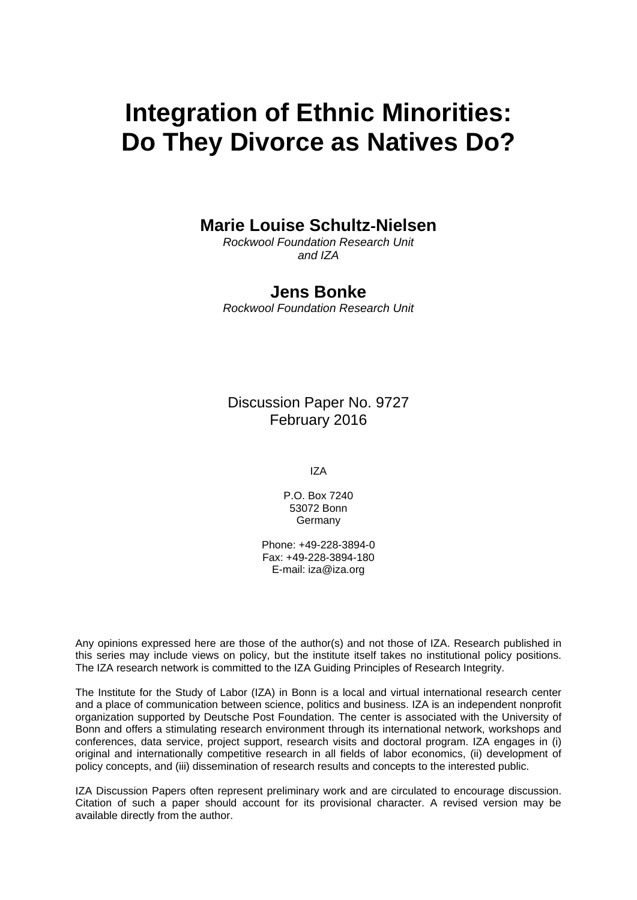# Integration of Ethnic Minorities: Do They Divorce as Natives Do?

**Marie Louise Schultz-Nielsen**

*Rockwool Foundation Research Unit and IZA*

**Jens Bonke**

*Rockwool Foundation Research Unit*

Discussion Paper No. 9727
February 2016

IZA

P.O. Box 7240
53072 Bonn
Germany

Phone: +49-228-3894-0
Fax: +49-228-3894-180
E-mail: iza@iza.org

Any opinions expressed here are those of the author(s) and not those of IZA. Research published in this series may include views on policy, but the institute itself takes no institutional policy positions. The IZA research network is committed to the IZA Guiding Principles of Research Integrity.

The Institute for the Study of Labor (IZA) in Bonn is a local and virtual international research center and a place of communication between science, politics and business. IZA is an independent nonprofit organization supported by Deutsche Post Foundation. The center is associated with the University of Bonn and offers a stimulating research environment through its international network, workshops and conferences, data service, project support, research visits and doctoral program. IZA engages in (i) original and internationally competitive research in all fields of labor economics, (ii) development of policy concepts, and (iii) dissemination of research results and concepts to the interested public.

IZA Discussion Papers often represent preliminary work and are circulated to encourage discussion. Citation of such a paper should account for its provisional character. A revised version may be available directly from the author.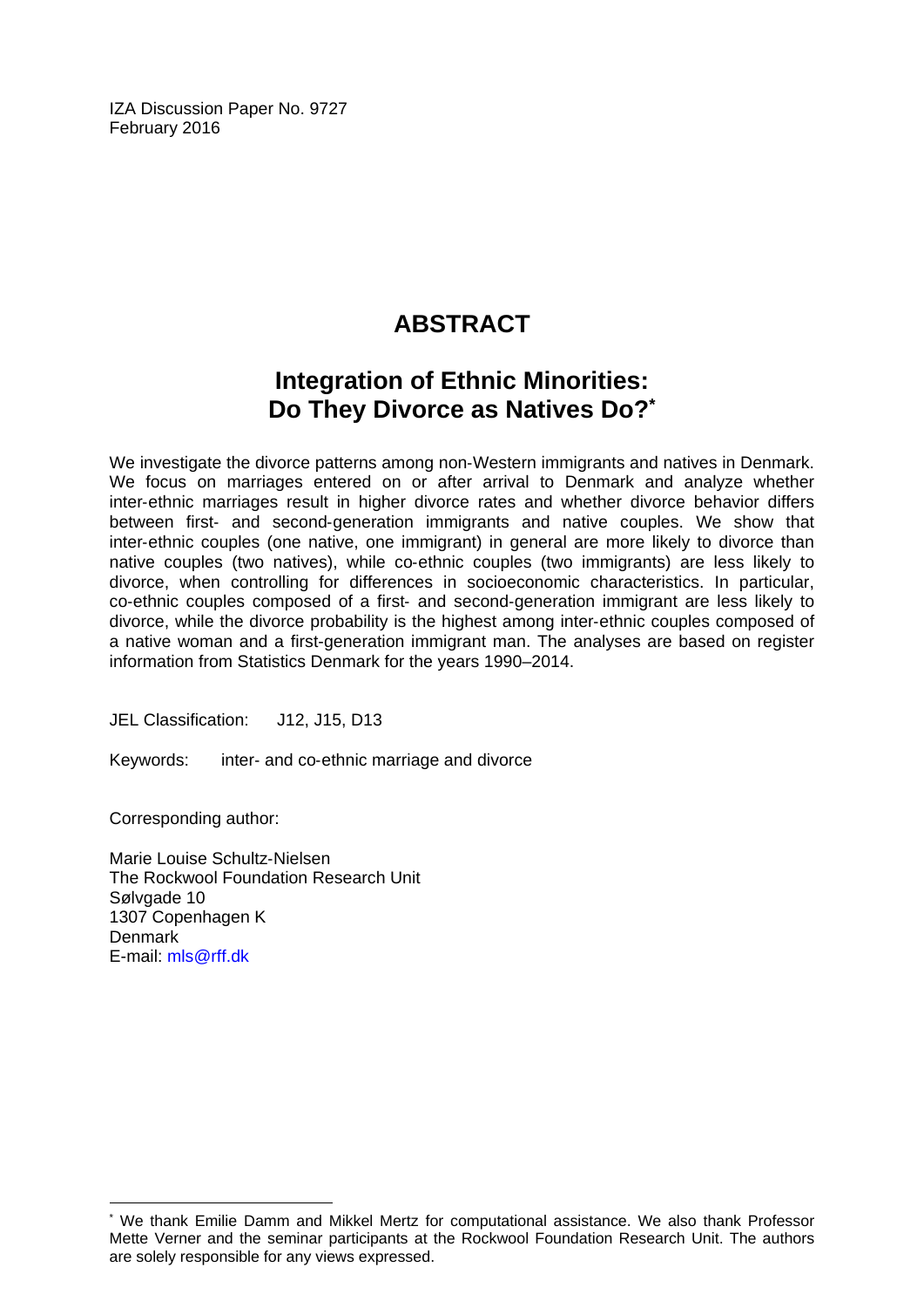IZA Discussion Paper No. 9727
February 2016

# ABSTRACT

## Integration of Ethnic Minorities: Do They Divorce as Natives Do?[*]

We investigate the divorce patterns among non-Western immigrants and natives in Denmark. We focus on marriages entered on or after arrival to Denmark and analyze whether inter-ethnic marriages result in higher divorce rates and whether divorce behavior differs between first- and second-generation immigrants and native couples. We show that inter-ethnic couples (one native, one immigrant) in general are more likely to divorce than native couples (two natives), while co-ethnic couples (two immigrants) are less likely to divorce, when controlling for differences in socioeconomic characteristics. In particular, co-ethnic couples composed of a first- and second-generation immigrant are less likely to divorce, while the divorce probability is the highest among inter-ethnic couples composed of a native woman and a first-generation immigrant man. The analyses are based on register information from Statistics Denmark for the years 1990–2014.

JEL Classification: J12, J15, D13

Keywords: inter- and co-ethnic marriage and divorce

Corresponding author:

Marie Louise Schultz-Nielsen
The Rockwool Foundation Research Unit
Sølvgade 10
1307 Copenhagen K
Denmark
E-mail: mls@rff.dk

[*] We thank Emilie Damm and Mikkel Mertz for computational assistance. We also thank Professor Mette Verner and the seminar participants at the Rockwool Foundation Research Unit. The authors are solely responsible for any views expressed.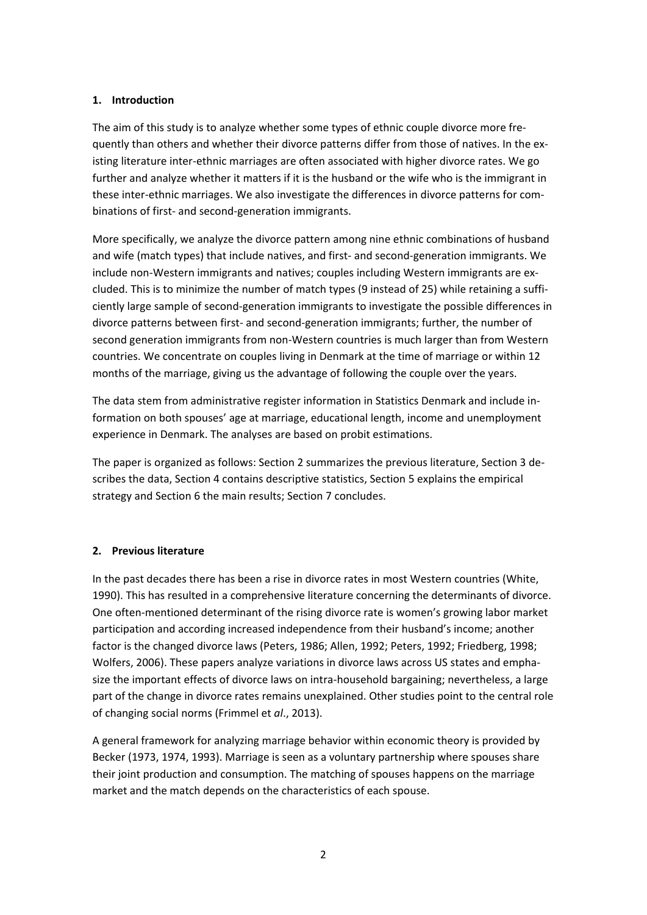## 1. Introduction

The aim of this study is to analyze whether some types of ethnic couple divorce more frequently than others and whether their divorce patterns differ from those of natives. In the existing literature inter-ethnic marriages are often associated with higher divorce rates. We go further and analyze whether it matters if it is the husband or the wife who is the immigrant in these inter-ethnic marriages. We also investigate the differences in divorce patterns for combinations of first- and second-generation immigrants.

More specifically, we analyze the divorce pattern among nine ethnic combinations of husband and wife (match types) that include natives, and first- and second-generation immigrants. We include non-Western immigrants and natives; couples including Western immigrants are excluded. This is to minimize the number of match types (9 instead of 25) while retaining a sufficiently large sample of second-generation immigrants to investigate the possible differences in divorce patterns between first- and second-generation immigrants; further, the number of second generation immigrants from non-Western countries is much larger than from Western countries. We concentrate on couples living in Denmark at the time of marriage or within 12 months of the marriage, giving us the advantage of following the couple over the years.

The data stem from administrative register information in Statistics Denmark and include information on both spouses' age at marriage, educational length, income and unemployment experience in Denmark. The analyses are based on probit estimations.

The paper is organized as follows: Section 2 summarizes the previous literature, Section 3 describes the data, Section 4 contains descriptive statistics, Section 5 explains the empirical strategy and Section 6 the main results; Section 7 concludes.

## 2. Previous literature

In the past decades there has been a rise in divorce rates in most Western countries (White, 1990). This has resulted in a comprehensive literature concerning the determinants of divorce. One often-mentioned determinant of the rising divorce rate is women's growing labor market participation and according increased independence from their husband's income; another factor is the changed divorce laws (Peters, 1986; Allen, 1992; Peters, 1992; Friedberg, 1998; Wolfers, 2006). These papers analyze variations in divorce laws across US states and emphasize the important effects of divorce laws on intra-household bargaining; nevertheless, a large part of the change in divorce rates remains unexplained. Other studies point to the central role of changing social norms (Frimmel et *al*., 2013).

A general framework for analyzing marriage behavior within economic theory is provided by Becker (1973, 1974, 1993). Marriage is seen as a voluntary partnership where spouses share their joint production and consumption. The matching of spouses happens on the marriage market and the match depends on the characteristics of each spouse.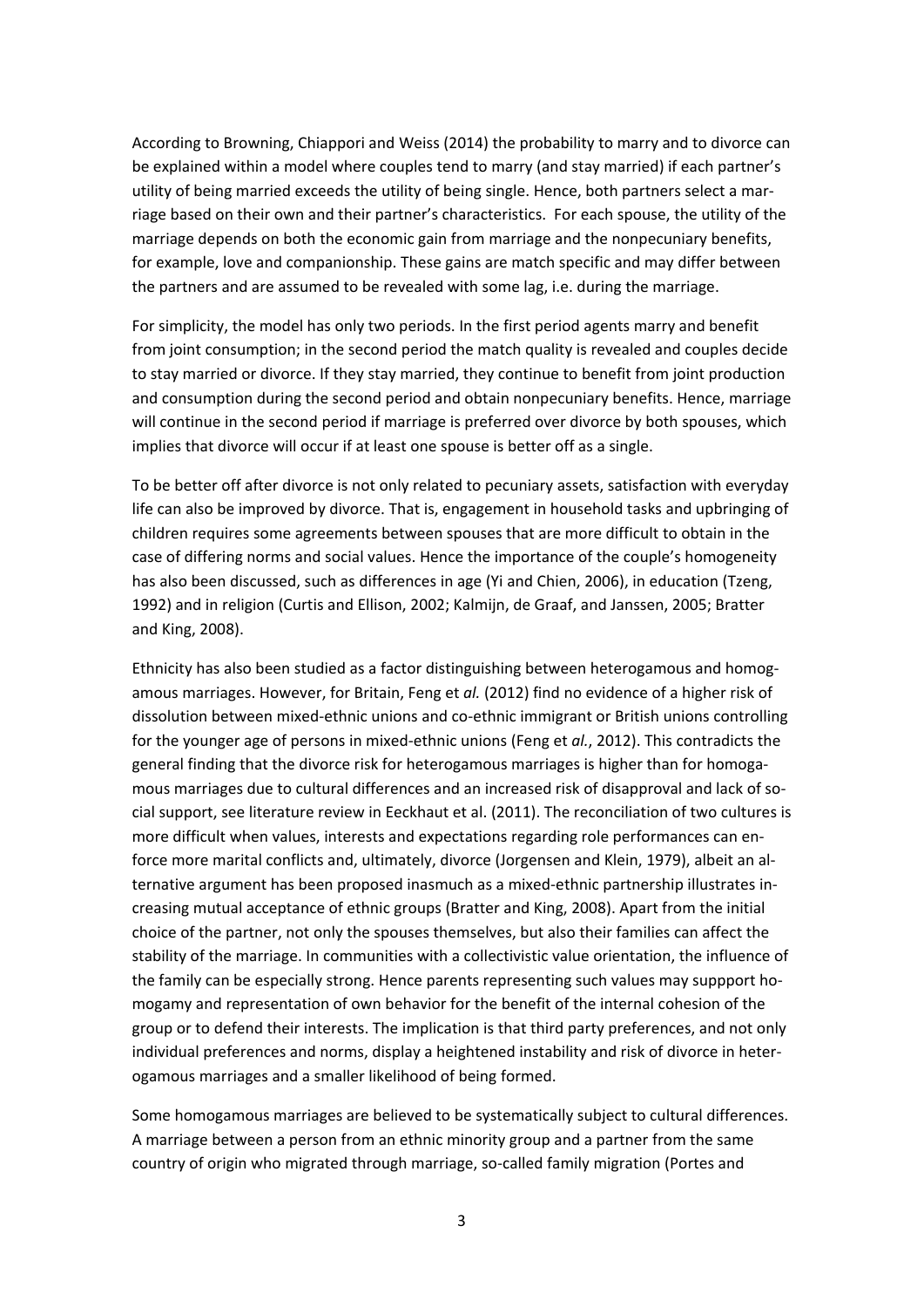According to Browning, Chiappori and Weiss (2014) the probability to marry and to divorce can be explained within a model where couples tend to marry (and stay married) if each partner's utility of being married exceeds the utility of being single. Hence, both partners select a marriage based on their own and their partner's characteristics. For each spouse, the utility of the marriage depends on both the economic gain from marriage and the nonpecuniary benefits, for example, love and companionship. These gains are match specific and may differ between the partners and are assumed to be revealed with some lag, i.e. during the marriage.

For simplicity, the model has only two periods. In the first period agents marry and benefit from joint consumption; in the second period the match quality is revealed and couples decide to stay married or divorce. If they stay married, they continue to benefit from joint production and consumption during the second period and obtain nonpecuniary benefits. Hence, marriage will continue in the second period if marriage is preferred over divorce by both spouses, which implies that divorce will occur if at least one spouse is better off as a single.

To be better off after divorce is not only related to pecuniary assets, satisfaction with everyday life can also be improved by divorce. That is, engagement in household tasks and upbringing of children requires some agreements between spouses that are more difficult to obtain in the case of differing norms and social values. Hence the importance of the couple's homogeneity has also been discussed, such as differences in age (Yi and Chien, 2006), in education (Tzeng, 1992) and in religion (Curtis and Ellison, 2002; Kalmijn, de Graaf, and Janssen, 2005; Bratter and King, 2008).

Ethnicity has also been studied as a factor distinguishing between heterogamous and homogamous marriages. However, for Britain, Feng et *al.* (2012) find no evidence of a higher risk of dissolution between mixed-ethnic unions and co-ethnic immigrant or British unions controlling for the younger age of persons in mixed-ethnic unions (Feng et *al.*, 2012). This contradicts the general finding that the divorce risk for heterogamous marriages is higher than for homogamous marriages due to cultural differences and an increased risk of disapproval and lack of social support, see literature review in Eeckhaut et al. (2011). The reconciliation of two cultures is more difficult when values, interests and expectations regarding role performances can enforce more marital conflicts and, ultimately, divorce (Jorgensen and Klein, 1979), albeit an alternative argument has been proposed inasmuch as a mixed-ethnic partnership illustrates increasing mutual acceptance of ethnic groups (Bratter and King, 2008). Apart from the initial choice of the partner, not only the spouses themselves, but also their families can affect the stability of the marriage. In communities with a collectivistic value orientation, the influence of the family can be especially strong. Hence parents representing such values may suppport homogamy and representation of own behavior for the benefit of the internal cohesion of the group or to defend their interests. The implication is that third party preferences, and not only individual preferences and norms, display a heightened instability and risk of divorce in heterogamous marriages and a smaller likelihood of being formed.

Some homogamous marriages are believed to be systematically subject to cultural differences. A marriage between a person from an ethnic minority group and a partner from the same country of origin who migrated through marriage, so-called family migration (Portes and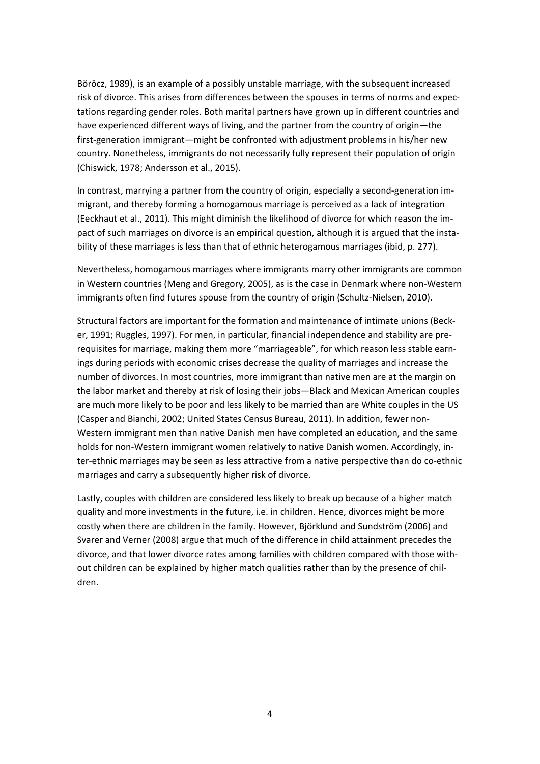Böröcz, 1989), is an example of a possibly unstable marriage, with the subsequent increased risk of divorce. This arises from differences between the spouses in terms of norms and expectations regarding gender roles. Both marital partners have grown up in different countries and have experienced different ways of living, and the partner from the country of origin—the first-generation immigrant—might be confronted with adjustment problems in his/her new country. Nonetheless, immigrants do not necessarily fully represent their population of origin (Chiswick, 1978; Andersson et al., 2015).

In contrast, marrying a partner from the country of origin, especially a second-generation immigrant, and thereby forming a homogamous marriage is perceived as a lack of integration (Eeckhaut et al., 2011). This might diminish the likelihood of divorce for which reason the impact of such marriages on divorce is an empirical question, although it is argued that the instability of these marriages is less than that of ethnic heterogamous marriages (ibid, p. 277).

Nevertheless, homogamous marriages where immigrants marry other immigrants are common in Western countries (Meng and Gregory, 2005), as is the case in Denmark where non-Western immigrants often find futures spouse from the country of origin (Schultz-Nielsen, 2010).

Structural factors are important for the formation and maintenance of intimate unions (Becker, 1991; Ruggles, 1997). For men, in particular, financial independence and stability are prerequisites for marriage, making them more "marriageable", for which reason less stable earnings during periods with economic crises decrease the quality of marriages and increase the number of divorces. In most countries, more immigrant than native men are at the margin on the labor market and thereby at risk of losing their jobs—Black and Mexican American couples are much more likely to be poor and less likely to be married than are White couples in the US (Casper and Bianchi, 2002; United States Census Bureau, 2011). In addition, fewer non-Western immigrant men than native Danish men have completed an education, and the same holds for non-Western immigrant women relatively to native Danish women. Accordingly, inter-ethnic marriages may be seen as less attractive from a native perspective than do co-ethnic marriages and carry a subsequently higher risk of divorce.

Lastly, couples with children are considered less likely to break up because of a higher match quality and more investments in the future, i.e. in children. Hence, divorces might be more costly when there are children in the family. However, Björklund and Sundström (2006) and Svarer and Verner (2008) argue that much of the difference in child attainment precedes the divorce, and that lower divorce rates among families with children compared with those without children can be explained by higher match qualities rather than by the presence of children.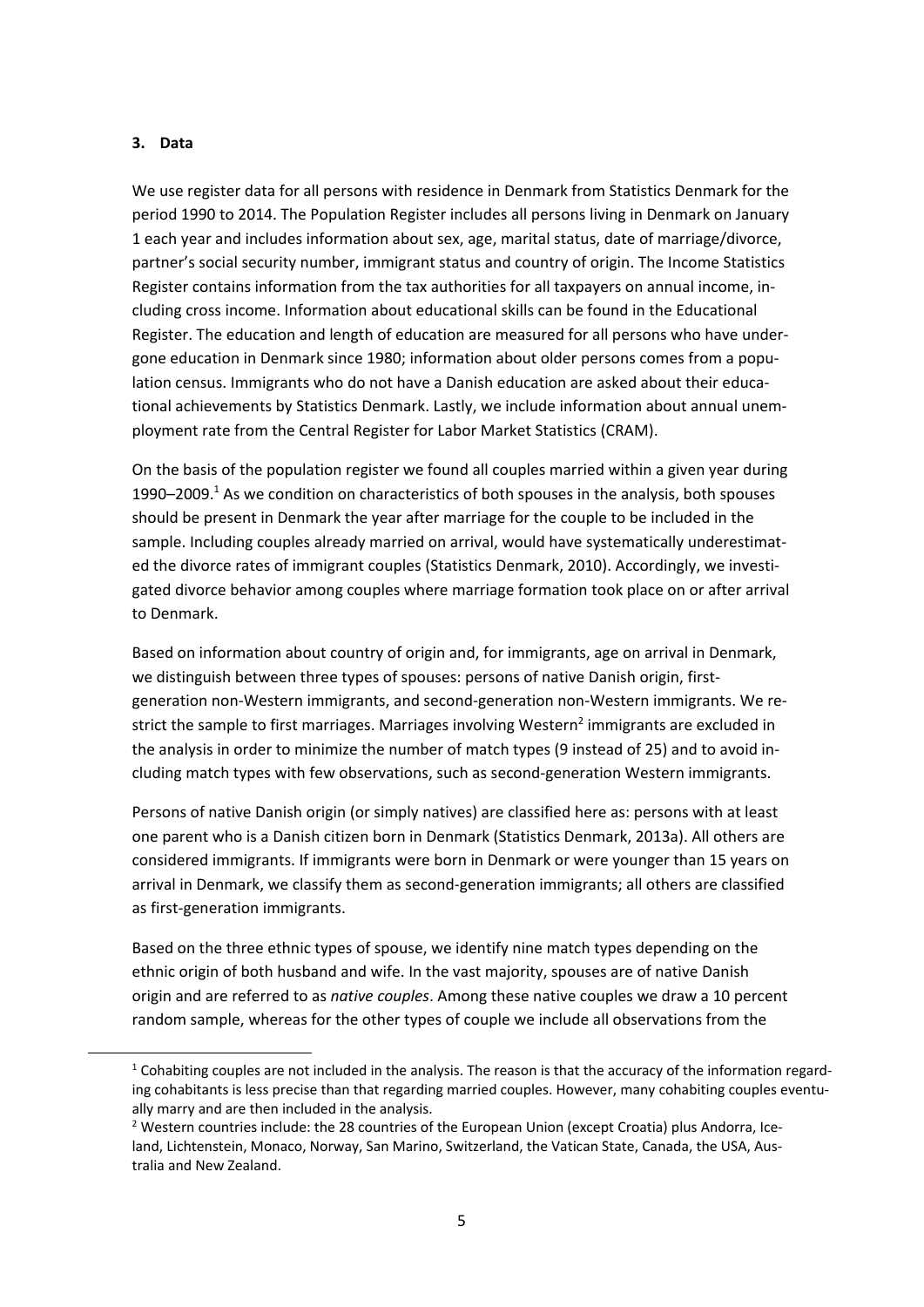## 3. Data

We use register data for all persons with residence in Denmark from Statistics Denmark for the period 1990 to 2014. The Population Register includes all persons living in Denmark on January 1 each year and includes information about sex, age, marital status, date of marriage/divorce, partner's social security number, immigrant status and country of origin. The Income Statistics Register contains information from the tax authorities for all taxpayers on annual income, including cross income. Information about educational skills can be found in the Educational Register. The education and length of education are measured for all persons who have undergone education in Denmark since 1980; information about older persons comes from a population census. Immigrants who do not have a Danish education are asked about their educational achievements by Statistics Denmark. Lastly, we include information about annual unemployment rate from the Central Register for Labor Market Statistics (CRAM).

On the basis of the population register we found all couples married within a given year during 1990–2009.[1] As we condition on characteristics of both spouses in the analysis, both spouses should be present in Denmark the year after marriage for the couple to be included in the sample. Including couples already married on arrival, would have systematically underestimated the divorce rates of immigrant couples (Statistics Denmark, 2010). Accordingly, we investigated divorce behavior among couples where marriage formation took place on or after arrival to Denmark.

Based on information about country of origin and, for immigrants, age on arrival in Denmark, we distinguish between three types of spouses: persons of native Danish origin, first-generation non-Western immigrants, and second-generation non-Western immigrants. We restrict the sample to first marriages. Marriages involving Western[2] immigrants are excluded in the analysis in order to minimize the number of match types (9 instead of 25) and to avoid including match types with few observations, such as second-generation Western immigrants.

Persons of native Danish origin (or simply natives) are classified here as: persons with at least one parent who is a Danish citizen born in Denmark (Statistics Denmark, 2013a). All others are considered immigrants. If immigrants were born in Denmark or were younger than 15 years on arrival in Denmark, we classify them as second-generation immigrants; all others are classified as first-generation immigrants.

Based on the three ethnic types of spouse, we identify nine match types depending on the ethnic origin of both husband and wife. In the vast majority, spouses are of native Danish origin and are referred to as *native couples*. Among these native couples we draw a 10 percent random sample, whereas for the other types of couple we include all observations from the

---

[1] Cohabiting couples are not included in the analysis. The reason is that the accuracy of the information regarding cohabitants is less precise than that regarding married couples. However, many cohabiting couples eventually marry and are then included in the analysis.

[2] Western countries include: the 28 countries of the European Union (except Croatia) plus Andorra, Iceland, Lichtenstein, Monaco, Norway, San Marino, Switzerland, the Vatican State, Canada, the USA, Australia and New Zealand.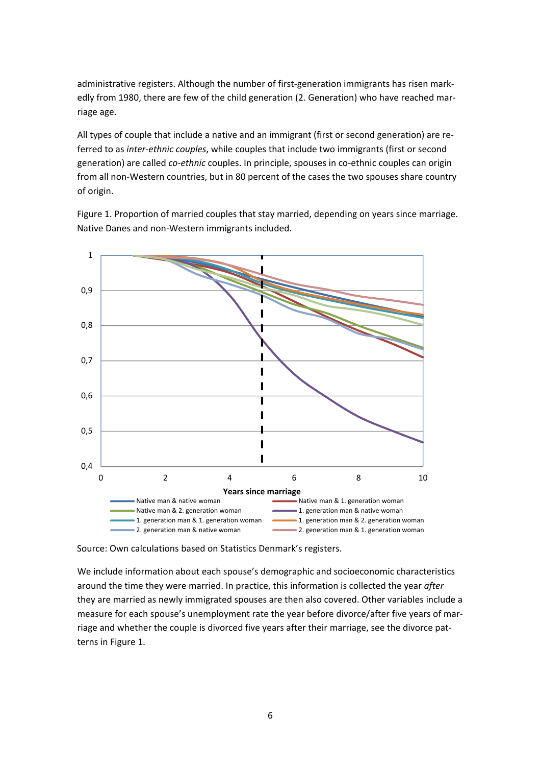administrative registers. Although the number of first-generation immigrants has risen markedly from 1980, there are few of the child generation (2. Generation) who have reached marriage age.

All types of couple that include a native and an immigrant (first or second generation) are referred to as *inter-ethnic couples*, while couples that include two immigrants (first or second generation) are called *co-ethnic* couples. In principle, spouses in co-ethnic couples can origin from all non-Western countries, but in 80 percent of the cases the two spouses share country of origin.

Figure 1. Proportion of married couples that stay married, depending on years since marriage. Native Danes and non-Western immigrants included.

Source: Own calculations based on Statistics Denmark's registers.

We include information about each spouse's demographic and socioeconomic characteristics around the time they were married. In practice, this information is collected the year *after* they are married as newly immigrated spouses are then also covered. Other variables include a measure for each spouse's unemployment rate the year before divorce/after five years of marriage and whether the couple is divorced five years after their marriage, see the divorce patterns in Figure 1.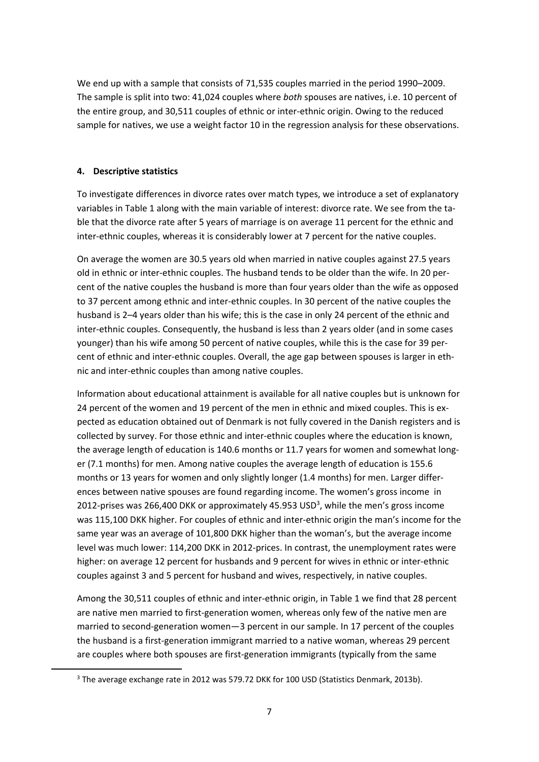We end up with a sample that consists of 71,535 couples married in the period 1990–2009. The sample is split into two: 41,024 couples where *both* spouses are natives, i.e. 10 percent of the entire group, and 30,511 couples of ethnic or inter-ethnic origin. Owing to the reduced sample for natives, we use a weight factor 10 in the regression analysis for these observations.

## 4. Descriptive statistics

To investigate differences in divorce rates over match types, we introduce a set of explanatory variables in Table 1 along with the main variable of interest: divorce rate. We see from the table that the divorce rate after 5 years of marriage is on average 11 percent for the ethnic and inter-ethnic couples, whereas it is considerably lower at 7 percent for the native couples.

On average the women are 30.5 years old when married in native couples against 27.5 years old in ethnic or inter-ethnic couples. The husband tends to be older than the wife. In 20 percent of the native couples the husband is more than four years older than the wife as opposed to 37 percent among ethnic and inter-ethnic couples. In 30 percent of the native couples the husband is 2–4 years older than his wife; this is the case in only 24 percent of the ethnic and inter-ethnic couples. Consequently, the husband is less than 2 years older (and in some cases younger) than his wife among 50 percent of native couples, while this is the case for 39 percent of ethnic and inter-ethnic couples. Overall, the age gap between spouses is larger in ethnic and inter-ethnic couples than among native couples.

Information about educational attainment is available for all native couples but is unknown for 24 percent of the women and 19 percent of the men in ethnic and mixed couples. This is expected as education obtained out of Denmark is not fully covered in the Danish registers and is collected by survey. For those ethnic and inter-ethnic couples where the education is known, the average length of education is 140.6 months or 11.7 years for women and somewhat longer (7.1 months) for men. Among native couples the average length of education is 155.6 months or 13 years for women and only slightly longer (1.4 months) for men. Larger differences between native spouses are found regarding income. The women's gross income in 2012-prises was 266,400 DKK or approximately 45.953 USD[3], while the men's gross income was 115,100 DKK higher. For couples of ethnic and inter-ethnic origin the man's income for the same year was an average of 101,800 DKK higher than the woman's, but the average income level was much lower: 114,200 DKK in 2012-prices. In contrast, the unemployment rates were higher: on average 12 percent for husbands and 9 percent for wives in ethnic or inter-ethnic couples against 3 and 5 percent for husband and wives, respectively, in native couples.

Among the 30,511 couples of ethnic and inter-ethnic origin, in Table 1 we find that 28 percent are native men married to first-generation women, whereas only few of the native men are married to second-generation women—3 percent in our sample. In 17 percent of the couples the husband is a first-generation immigrant married to a native woman, whereas 29 percent are couples where both spouses are first-generation immigrants (typically from the same

[3] The average exchange rate in 2012 was 579.72 DKK for 100 USD (Statistics Denmark, 2013b).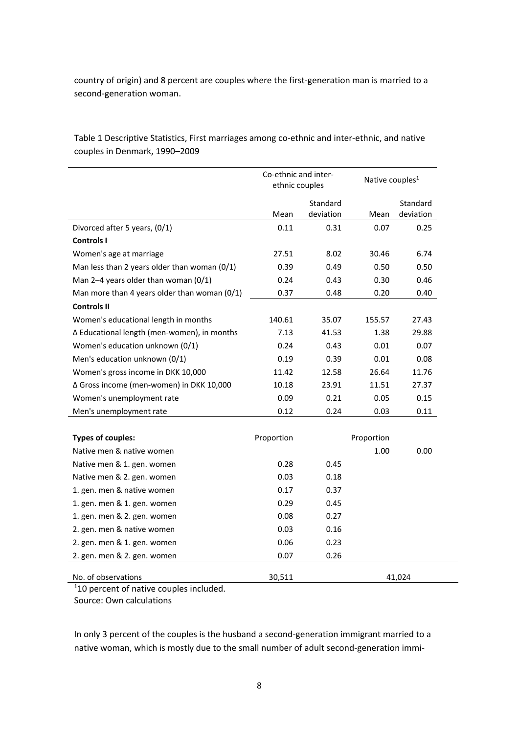country of origin) and 8 percent are couples where the first-generation man is married to a second-generation woman.

Table 1 Descriptive Statistics, First marriages among co-ethnic and inter-ethnic, and native couples in Denmark, 1990–2009

| | Co-ethnic and inter-ethnic couples | | Native couples[1] | |
|---|---|---|---|---|
| | Mean | Standard deviation | Mean | Standard deviation |
| Divorced after 5 years, (0/1) | 0.11 | 0.31 | 0.07 | 0.25 |
| **Controls I** | | | | |
| Women's age at marriage | 27.51 | 8.02 | 30.46 | 6.74 |
| Man less than 2 years older than woman (0/1) | 0.39 | 0.49 | 0.50 | 0.50 |
| Man 2–4 years older than woman (0/1) | 0.24 | 0.43 | 0.30 | 0.46 |
| Man more than 4 years older than woman (0/1) | 0.37 | 0.48 | 0.20 | 0.40 |
| **Controls II** | | | | |
| Women's educational length in months | 140.61 | 35.07 | 155.57 | 27.43 |
| Δ Educational length (men-women), in months | 7.13 | 41.53 | 1.38 | 29.88 |
| Women's education unknown (0/1) | 0.24 | 0.43 | 0.01 | 0.07 |
| Men's education unknown (0/1) | 0.19 | 0.39 | 0.01 | 0.08 |
| Women's gross income in DKK 10,000 | 11.42 | 12.58 | 26.64 | 11.76 |
| Δ Gross income (men-women) in DKK 10,000 | 10.18 | 23.91 | 11.51 | 27.37 |
| Women's unemployment rate | 0.09 | 0.21 | 0.05 | 0.15 |
| Men's unemployment rate | 0.12 | 0.24 | 0.03 | 0.11 |
| | | | | |
| **Types of couples:** | Proportion | | Proportion | |
| Native men & native women | | | 1.00 | 0.00 |
| Native men & 1. gen. women | 0.28 | 0.45 | | |
| Native men & 2. gen. women | 0.03 | 0.18 | | |
| 1. gen. men & native women | 0.17 | 0.37 | | |
| 1. gen. men & 1. gen. women | 0.29 | 0.45 | | |
| 1. gen. men & 2. gen. women | 0.08 | 0.27 | | |
| 2. gen. men & native women | 0.03 | 0.16 | | |
| 2. gen. men & 1. gen. women | 0.06 | 0.23 | | |
| 2. gen. men & 2. gen. women | 0.07 | 0.26 | | |
| No. of observations | 30,511 | | 41,024 | |

[1]10 percent of native couples included.

Source: Own calculations

In only 3 percent of the couples is the husband a second-generation immigrant married to a native woman, which is mostly due to the small number of adult second-generation immi-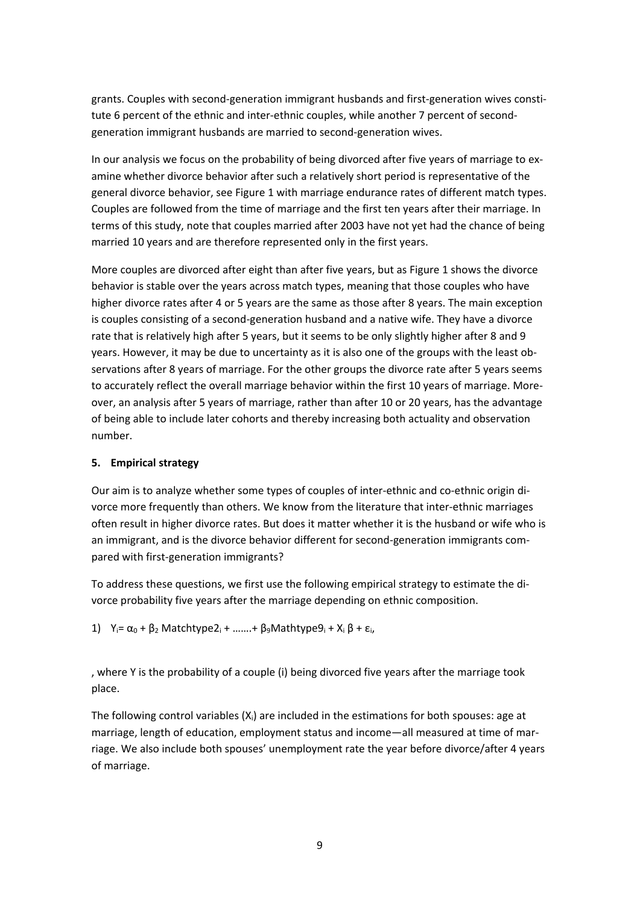grants. Couples with second-generation immigrant husbands and first-generation wives constitute 6 percent of the ethnic and inter-ethnic couples, while another 7 percent of second-generation immigrant husbands are married to second-generation wives.

In our analysis we focus on the probability of being divorced after five years of marriage to examine whether divorce behavior after such a relatively short period is representative of the general divorce behavior, see Figure 1 with marriage endurance rates of different match types. Couples are followed from the time of marriage and the first ten years after their marriage. In terms of this study, note that couples married after 2003 have not yet had the chance of being married 10 years and are therefore represented only in the first years.

More couples are divorced after eight than after five years, but as Figure 1 shows the divorce behavior is stable over the years across match types, meaning that those couples who have higher divorce rates after 4 or 5 years are the same as those after 8 years. The main exception is couples consisting of a second-generation husband and a native wife. They have a divorce rate that is relatively high after 5 years, but it seems to be only slightly higher after 8 and 9 years. However, it may be due to uncertainty as it is also one of the groups with the least observations after 8 years of marriage. For the other groups the divorce rate after 5 years seems to accurately reflect the overall marriage behavior within the first 10 years of marriage. Moreover, an analysis after 5 years of marriage, rather than after 10 or 20 years, has the advantage of being able to include later cohorts and thereby increasing both actuality and observation number.

## 5. Empirical strategy

Our aim is to analyze whether some types of couples of inter-ethnic and co-ethnic origin divorce more frequently than others. We know from the literature that inter-ethnic marriages often result in higher divorce rates. But does it matter whether it is the husband or wife who is an immigrant, and is the divorce behavior different for second-generation immigrants compared with first-generation immigrants?

To address these questions, we first use the following empirical strategy to estimate the divorce probability five years after the marriage depending on ethnic composition.

1) $Y_i = \alpha_0 + \beta_2 \text{ Matchtype2}_i + \ldots\ldots + \beta_9 \text{Mathtype9}_i + X_i \beta + \varepsilon_i$,

, where Y is the probability of a couple (i) being divorced five years after the marriage took place.

The following control variables ($X_i$) are included in the estimations for both spouses: age at marriage, length of education, employment status and income—all measured at time of marriage. We also include both spouses' unemployment rate the year before divorce/after 4 years of marriage.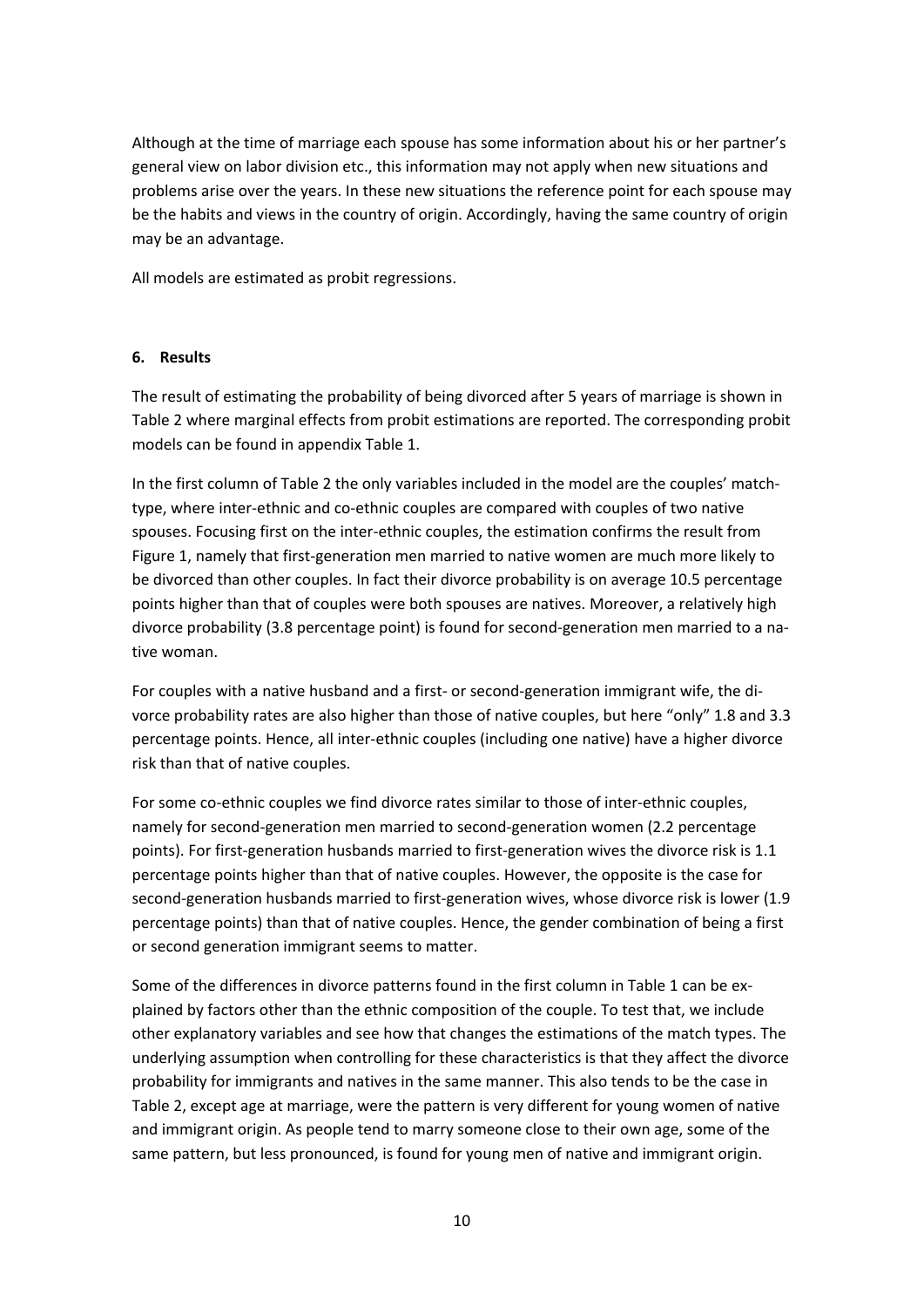Although at the time of marriage each spouse has some information about his or her partner's general view on labor division etc., this information may not apply when new situations and problems arise over the years. In these new situations the reference point for each spouse may be the habits and views in the country of origin. Accordingly, having the same country of origin may be an advantage.

All models are estimated as probit regressions.

## 6. Results

The result of estimating the probability of being divorced after 5 years of marriage is shown in Table 2 where marginal effects from probit estimations are reported. The corresponding probit models can be found in appendix Table 1.

In the first column of Table 2 the only variables included in the model are the couples' match-type, where inter-ethnic and co-ethnic couples are compared with couples of two native spouses. Focusing first on the inter-ethnic couples, the estimation confirms the result from Figure 1, namely that first-generation men married to native women are much more likely to be divorced than other couples. In fact their divorce probability is on average 10.5 percentage points higher than that of couples were both spouses are natives. Moreover, a relatively high divorce probability (3.8 percentage point) is found for second-generation men married to a native woman.

For couples with a native husband and a first- or second-generation immigrant wife, the divorce probability rates are also higher than those of native couples, but here "only" 1.8 and 3.3 percentage points. Hence, all inter-ethnic couples (including one native) have a higher divorce risk than that of native couples.

For some co-ethnic couples we find divorce rates similar to those of inter-ethnic couples, namely for second-generation men married to second-generation women (2.2 percentage points). For first-generation husbands married to first-generation wives the divorce risk is 1.1 percentage points higher than that of native couples. However, the opposite is the case for second-generation husbands married to first-generation wives, whose divorce risk is lower (1.9 percentage points) than that of native couples. Hence, the gender combination of being a first or second generation immigrant seems to matter.

Some of the differences in divorce patterns found in the first column in Table 1 can be explained by factors other than the ethnic composition of the couple. To test that, we include other explanatory variables and see how that changes the estimations of the match types. The underlying assumption when controlling for these characteristics is that they affect the divorce probability for immigrants and natives in the same manner. This also tends to be the case in Table 2, except age at marriage, were the pattern is very different for young women of native and immigrant origin. As people tend to marry someone close to their own age, some of the same pattern, but less pronounced, is found for young men of native and immigrant origin.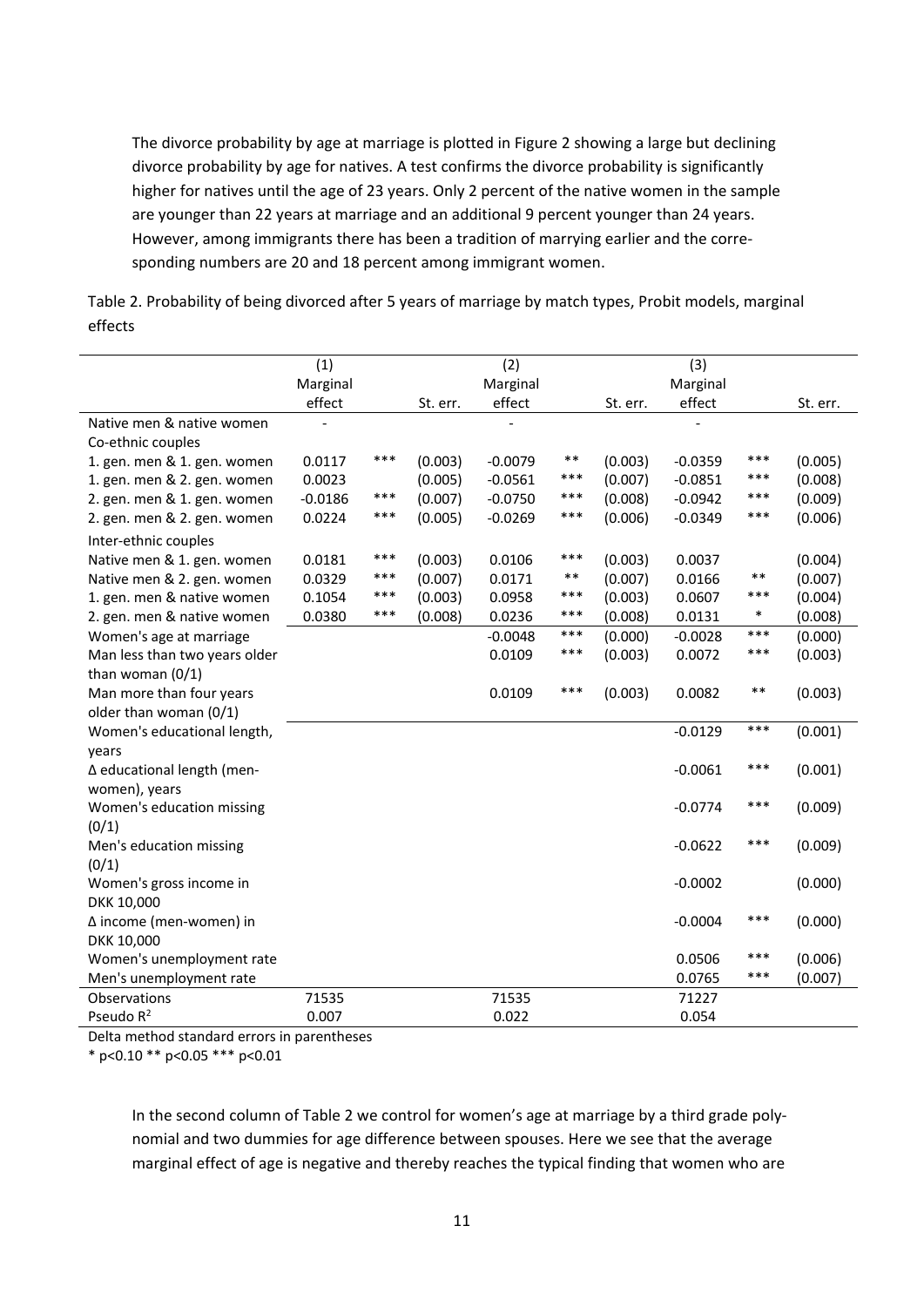The divorce probability by age at marriage is plotted in Figure 2 showing a large but declining divorce probability by age for natives. A test confirms the divorce probability is significantly higher for natives until the age of 23 years. Only 2 percent of the native women in the sample are younger than 22 years at marriage and an additional 9 percent younger than 24 years. However, among immigrants there has been a tradition of marrying earlier and the corresponding numbers are 20 and 18 percent among immigrant women.

Table 2. Probability of being divorced after 5 years of marriage by match types, Probit models, marginal effects

| | (1) Marginal effect | | St. err. | (2) Marginal effect | | St. err. | (3) Marginal effect | | St. err. |
|---|---|---|---|---|---|---|---|---|---|
| Native men & native women | - | | | - | | | - | | |
| Co-ethnic couples | | | | | | | | | |
| 1. gen. men & 1. gen. women | 0.0117 | *** | (0.003) | -0.0079 | ** | (0.003) | -0.0359 | *** | (0.005) |
| 1. gen. men & 2. gen. women | 0.0023 | | (0.005) | -0.0561 | *** | (0.007) | -0.0851 | *** | (0.008) |
| 2. gen. men & 1. gen. women | -0.0186 | *** | (0.007) | -0.0750 | *** | (0.008) | -0.0942 | *** | (0.009) |
| 2. gen. men & 2. gen. women | 0.0224 | *** | (0.005) | -0.0269 | *** | (0.006) | -0.0349 | *** | (0.006) |
| Inter-ethnic couples | | | | | | | | | |
| Native men & 1. gen. women | 0.0181 | *** | (0.003) | 0.0106 | *** | (0.003) | 0.0037 | | (0.004) |
| Native men & 2. gen. women | 0.0329 | *** | (0.007) | 0.0171 | ** | (0.007) | 0.0166 | ** | (0.007) |
| 1. gen. men & native women | 0.1054 | *** | (0.003) | 0.0958 | *** | (0.003) | 0.0607 | *** | (0.004) |
| 2. gen. men & native women | 0.0380 | *** | (0.008) | 0.0236 | *** | (0.008) | 0.0131 | * | (0.008) |
| Women's age at marriage | | | | -0.0048 | *** | (0.000) | -0.0028 | *** | (0.000) |
| Man less than two years older than woman (0/1) | | | | 0.0109 | *** | (0.003) | 0.0072 | *** | (0.003) |
| Man more than four years older than woman (0/1) | | | | 0.0109 | *** | (0.003) | 0.0082 | ** | (0.003) |
| Women's educational length, years | | | | | | | -0.0129 | *** | (0.001) |
| Δ educational length (men-women), years | | | | | | | -0.0061 | *** | (0.001) |
| Women's education missing (0/1) | | | | | | | -0.0774 | *** | (0.009) |
| Men's education missing (0/1) | | | | | | | -0.0622 | *** | (0.009) |
| Women's gross income in DKK 10,000 | | | | | | | -0.0002 | | (0.000) |
| Δ income (men-women) in DKK 10,000 | | | | | | | -0.0004 | *** | (0.000) |
| Women's unemployment rate | | | | | | | 0.0506 | *** | (0.006) |
| Men's unemployment rate | | | | | | | 0.0765 | *** | (0.007) |
| Observations | 71535 | | | 71535 | | | 71227 | | |
| Pseudo $R^2$ | 0.007 | | | 0.022 | | | 0.054 | | |

Delta method standard errors in parentheses

* p<0.10 ** p<0.05 *** p<0.01

In the second column of Table 2 we control for women's age at marriage by a third grade polynomial and two dummies for age difference between spouses. Here we see that the average marginal effect of age is negative and thereby reaches the typical finding that women who are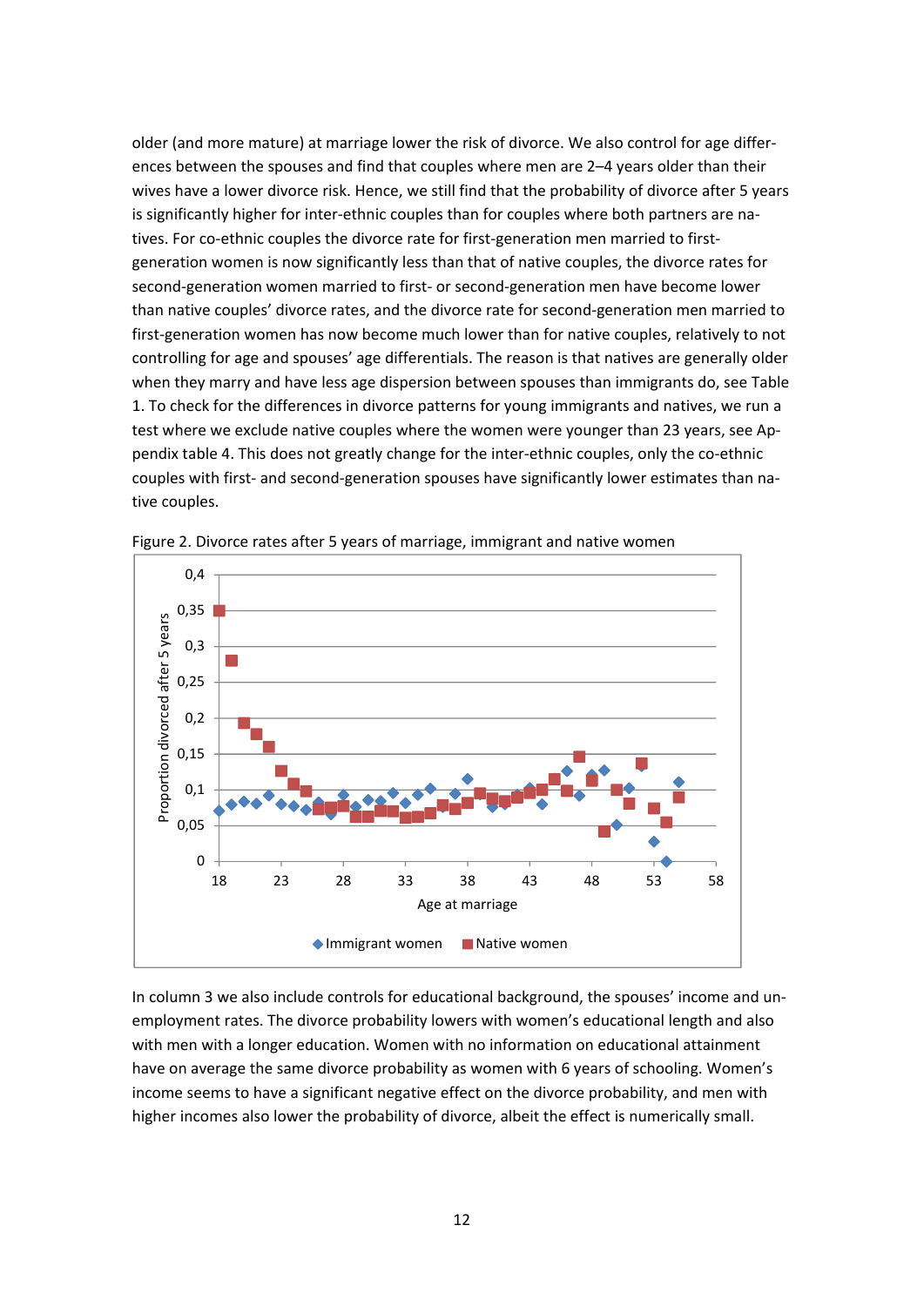older (and more mature) at marriage lower the risk of divorce. We also control for age differences between the spouses and find that couples where men are 2–4 years older than their wives have a lower divorce risk. Hence, we still find that the probability of divorce after 5 years is significantly higher for inter-ethnic couples than for couples where both partners are natives. For co-ethnic couples the divorce rate for first-generation men married to first-generation women is now significantly less than that of native couples, the divorce rates for second-generation women married to first- or second-generation men have become lower than native couples' divorce rates, and the divorce rate for second-generation men married to first-generation women has now become much lower than for native couples, relatively to not controlling for age and spouses' age differentials. The reason is that natives are generally older when they marry and have less age dispersion between spouses than immigrants do, see Table 1. To check for the differences in divorce patterns for young immigrants and natives, we run a test where we exclude native couples where the women were younger than 23 years, see Appendix table 4. This does not greatly change for the inter-ethnic couples, only the co-ethnic couples with first- and second-generation spouses have significantly lower estimates than native couples.

Figure 2. Divorce rates after 5 years of marriage, immigrant and native women

In column 3 we also include controls for educational background, the spouses' income and unemployment rates. The divorce probability lowers with women's educational length and also with men with a longer education. Women with no information on educational attainment have on average the same divorce probability as women with 6 years of schooling. Women's income seems to have a significant negative effect on the divorce probability, and men with higher incomes also lower the probability of divorce, albeit the effect is numerically small.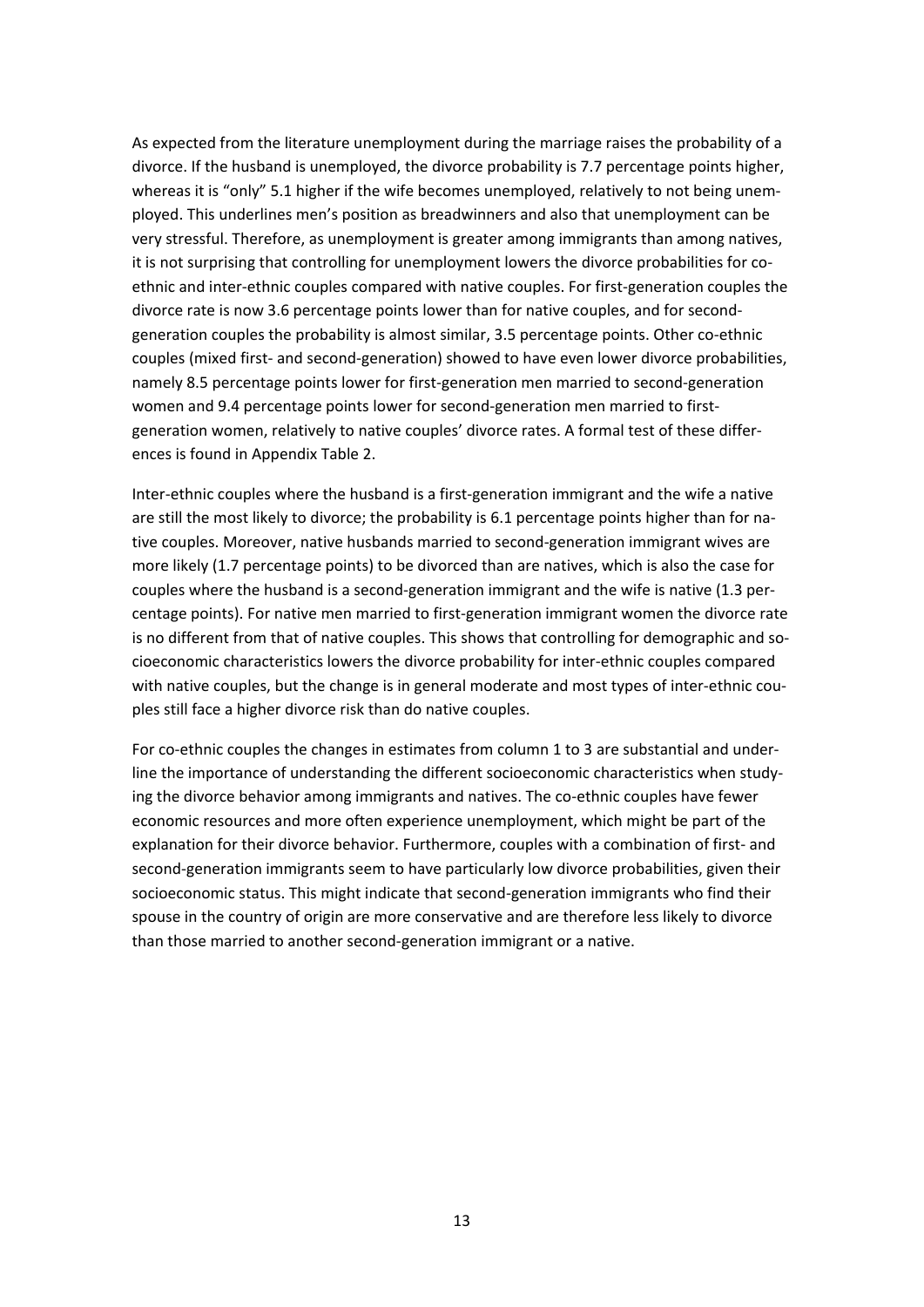As expected from the literature unemployment during the marriage raises the probability of a divorce. If the husband is unemployed, the divorce probability is 7.7 percentage points higher, whereas it is "only" 5.1 higher if the wife becomes unemployed, relatively to not being unemployed. This underlines men's position as breadwinners and also that unemployment can be very stressful. Therefore, as unemployment is greater among immigrants than among natives, it is not surprising that controlling for unemployment lowers the divorce probabilities for co-ethnic and inter-ethnic couples compared with native couples. For first-generation couples the divorce rate is now 3.6 percentage points lower than for native couples, and for second-generation couples the probability is almost similar, 3.5 percentage points. Other co-ethnic couples (mixed first- and second-generation) showed to have even lower divorce probabilities, namely 8.5 percentage points lower for first-generation men married to second-generation women and 9.4 percentage points lower for second-generation men married to first-generation women, relatively to native couples' divorce rates. A formal test of these differences is found in Appendix Table 2.

Inter-ethnic couples where the husband is a first-generation immigrant and the wife a native are still the most likely to divorce; the probability is 6.1 percentage points higher than for native couples. Moreover, native husbands married to second-generation immigrant wives are more likely (1.7 percentage points) to be divorced than are natives, which is also the case for couples where the husband is a second-generation immigrant and the wife is native (1.3 percentage points). For native men married to first-generation immigrant women the divorce rate is no different from that of native couples. This shows that controlling for demographic and socioeconomic characteristics lowers the divorce probability for inter-ethnic couples compared with native couples, but the change is in general moderate and most types of inter-ethnic couples still face a higher divorce risk than do native couples.

For co-ethnic couples the changes in estimates from column 1 to 3 are substantial and underline the importance of understanding the different socioeconomic characteristics when studying the divorce behavior among immigrants and natives. The co-ethnic couples have fewer economic resources and more often experience unemployment, which might be part of the explanation for their divorce behavior. Furthermore, couples with a combination of first- and second-generation immigrants seem to have particularly low divorce probabilities, given their socioeconomic status. This might indicate that second-generation immigrants who find their spouse in the country of origin are more conservative and are therefore less likely to divorce than those married to another second-generation immigrant or a native.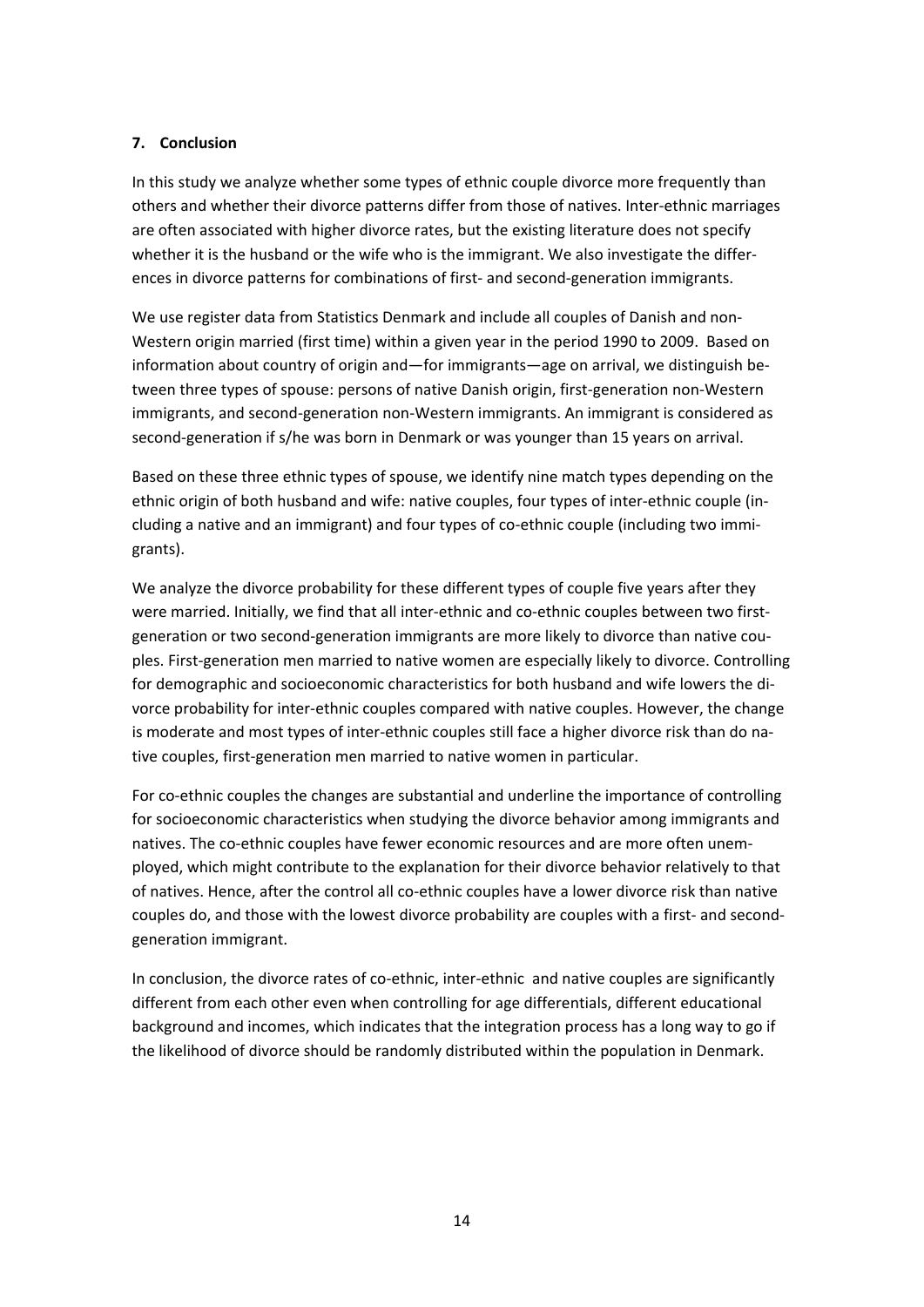## 7. Conclusion

In this study we analyze whether some types of ethnic couple divorce more frequently than others and whether their divorce patterns differ from those of natives. Inter-ethnic marriages are often associated with higher divorce rates, but the existing literature does not specify whether it is the husband or the wife who is the immigrant. We also investigate the differences in divorce patterns for combinations of first- and second-generation immigrants.

We use register data from Statistics Denmark and include all couples of Danish and non-Western origin married (first time) within a given year in the period 1990 to 2009. Based on information about country of origin and—for immigrants—age on arrival, we distinguish between three types of spouse: persons of native Danish origin, first-generation non-Western immigrants, and second-generation non-Western immigrants. An immigrant is considered as second-generation if s/he was born in Denmark or was younger than 15 years on arrival.

Based on these three ethnic types of spouse, we identify nine match types depending on the ethnic origin of both husband and wife: native couples, four types of inter-ethnic couple (including a native and an immigrant) and four types of co-ethnic couple (including two immigrants).

We analyze the divorce probability for these different types of couple five years after they were married. Initially, we find that all inter-ethnic and co-ethnic couples between two first-generation or two second-generation immigrants are more likely to divorce than native couples. First-generation men married to native women are especially likely to divorce. Controlling for demographic and socioeconomic characteristics for both husband and wife lowers the divorce probability for inter-ethnic couples compared with native couples. However, the change is moderate and most types of inter-ethnic couples still face a higher divorce risk than do native couples, first-generation men married to native women in particular.

For co-ethnic couples the changes are substantial and underline the importance of controlling for socioeconomic characteristics when studying the divorce behavior among immigrants and natives. The co-ethnic couples have fewer economic resources and are more often unemployed, which might contribute to the explanation for their divorce behavior relatively to that of natives. Hence, after the control all co-ethnic couples have a lower divorce risk than native couples do, and those with the lowest divorce probability are couples with a first- and second-generation immigrant.

In conclusion, the divorce rates of co-ethnic, inter-ethnic and native couples are significantly different from each other even when controlling for age differentials, different educational background and incomes, which indicates that the integration process has a long way to go if the likelihood of divorce should be randomly distributed within the population in Denmark.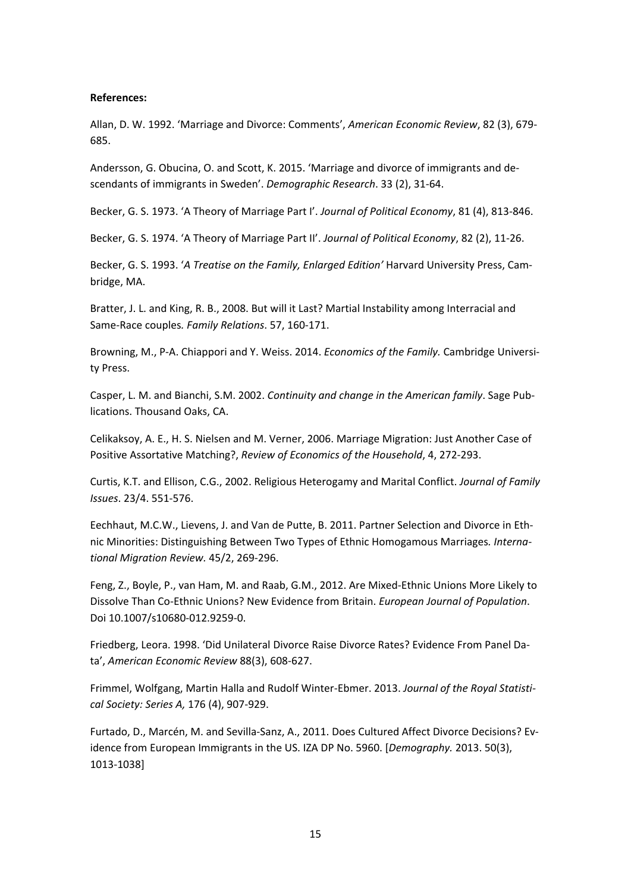**References:**

Allan, D. W. 1992. 'Marriage and Divorce: Comments', *American Economic Review*, 82 (3), 679-685.

Andersson, G. Obucina, O. and Scott, K. 2015. 'Marriage and divorce of immigrants and descendants of immigrants in Sweden'. *Demographic Research*. 33 (2), 31-64.

Becker, G. S. 1973. 'A Theory of Marriage Part I'. *Journal of Political Economy*, 81 (4), 813-846.

Becker, G. S. 1974. 'A Theory of Marriage Part II'. *Journal of Political Economy*, 82 (2), 11-26.

Becker, G. S. 1993. '*A Treatise on the Family, Enlarged Edition'* Harvard University Press, Cambridge, MA.

Bratter, J. L. and King, R. B., 2008. But will it Last? Martial Instability among Interracial and Same-Race couples*. Family Relations*. 57, 160-171.

Browning, M., P-A. Chiappori and Y. Weiss. 2014. *Economics of the Family.* Cambridge University Press.

Casper, L. M. and Bianchi, S.M. 2002. *Continuity and change in the American family*. Sage Publications. Thousand Oaks, CA.

Celikaksoy, A. E., H. S. Nielsen and M. Verner, 2006. Marriage Migration: Just Another Case of Positive Assortative Matching?, *Review of Economics of the Household*, 4, 272-293.

Curtis, K.T. and Ellison, C.G., 2002. Religious Heterogamy and Marital Conflict. *Journal of Family Issues*. 23/4. 551-576.

Eechhaut, M.C.W., Lievens, J. and Van de Putte, B. 2011. Partner Selection and Divorce in Ethnic Minorities: Distinguishing Between Two Types of Ethnic Homogamous Marriages*. International Migration Review.* 45/2, 269-296.

Feng, Z., Boyle, P., van Ham, M. and Raab, G.M., 2012. Are Mixed-Ethnic Unions More Likely to Dissolve Than Co-Ethnic Unions? New Evidence from Britain. *European Journal of Population*. Doi 10.1007/s10680-012.9259-0.

Friedberg, Leora. 1998. 'Did Unilateral Divorce Raise Divorce Rates? Evidence From Panel Data', *American Economic Review* 88(3), 608-627.

Frimmel, Wolfgang, Martin Halla and Rudolf Winter-Ebmer. 2013. *Journal of the Royal Statistical Society: Series A,* 176 (4), 907-929.

Furtado, D., Marcén, M. and Sevilla-Sanz, A., 2011. Does Cultured Affect Divorce Decisions? Evidence from European Immigrants in the US. IZA DP No. 5960. [*Demography.* 2013. 50(3), 1013-1038]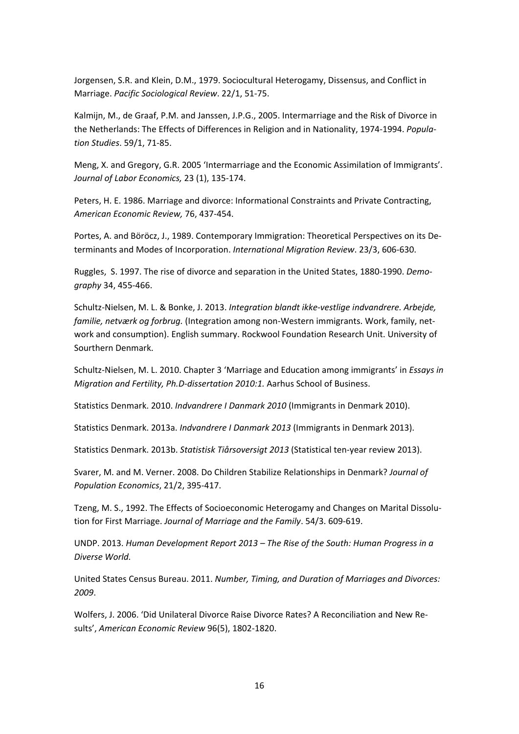Jorgensen, S.R. and Klein, D.M., 1979. Sociocultural Heterogamy, Dissensus, and Conflict in Marriage. *Pacific Sociological Review*. 22/1, 51-75.

Kalmijn, M., de Graaf, P.M. and Janssen, J.P.G., 2005. Intermarriage and the Risk of Divorce in the Netherlands: The Effects of Differences in Religion and in Nationality, 1974-1994. *Population Studies*. 59/1, 71-85.

Meng, X. and Gregory, G.R. 2005 'Intermarriage and the Economic Assimilation of Immigrants'. *Journal of Labor Economics,* 23 (1), 135-174.

Peters, H. E. 1986. Marriage and divorce: Informational Constraints and Private Contracting, *American Economic Review,* 76, 437-454.

Portes, A. and Böröcz, J., 1989. Contemporary Immigration: Theoretical Perspectives on its Determinants and Modes of Incorporation. *International Migration Review*. 23/3, 606-630.

Ruggles, S. 1997. The rise of divorce and separation in the United States, 1880-1990. *Demography* 34, 455-466.

Schultz-Nielsen, M. L. & Bonke, J. 2013. *Integration blandt ikke-vestlige indvandrere. Arbejde, familie, netværk og forbrug.* (Integration among non-Western immigrants. Work, family, network and consumption). English summary. Rockwool Foundation Research Unit. University of Sourthern Denmark.

Schultz-Nielsen, M. L. 2010. Chapter 3 'Marriage and Education among immigrants' in *Essays in Migration and Fertility, Ph.D-dissertation 2010:1.* Aarhus School of Business.

Statistics Denmark. 2010. *Indvandrere I Danmark 2010* (Immigrants in Denmark 2010).

Statistics Denmark. 2013a. *Indvandrere I Danmark 2013* (Immigrants in Denmark 2013).

Statistics Denmark. 2013b. *Statistisk Tiårsoversigt 2013* (Statistical ten-year review 2013).

Svarer, M. and M. Verner. 2008. Do Children Stabilize Relationships in Denmark? *Journal of Population Economics*, 21/2, 395-417.

Tzeng, M. S., 1992. The Effects of Socioeconomic Heterogamy and Changes on Marital Dissolution for First Marriage. *Journal of Marriage and the Family*. 54/3. 609-619.

UNDP. 2013. *Human Development Report 2013 – The Rise of the South: Human Progress in a Diverse World.*

United States Census Bureau. 2011. *Number, Timing, and Duration of Marriages and Divorces: 2009*.

Wolfers, J. 2006. 'Did Unilateral Divorce Raise Divorce Rates? A Reconciliation and New Results', *American Economic Review* 96(5), 1802-1820.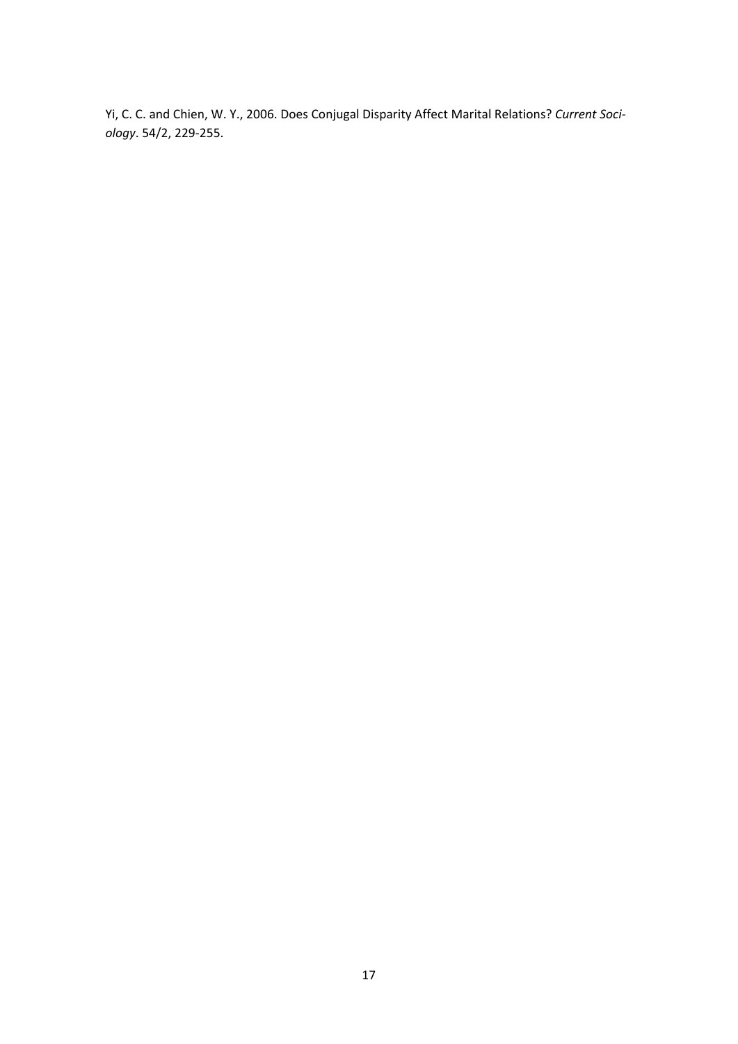Yi, C. C. and Chien, W. Y., 2006. Does Conjugal Disparity Affect Marital Relations? *Current Sociology*. 54/2, 229-255.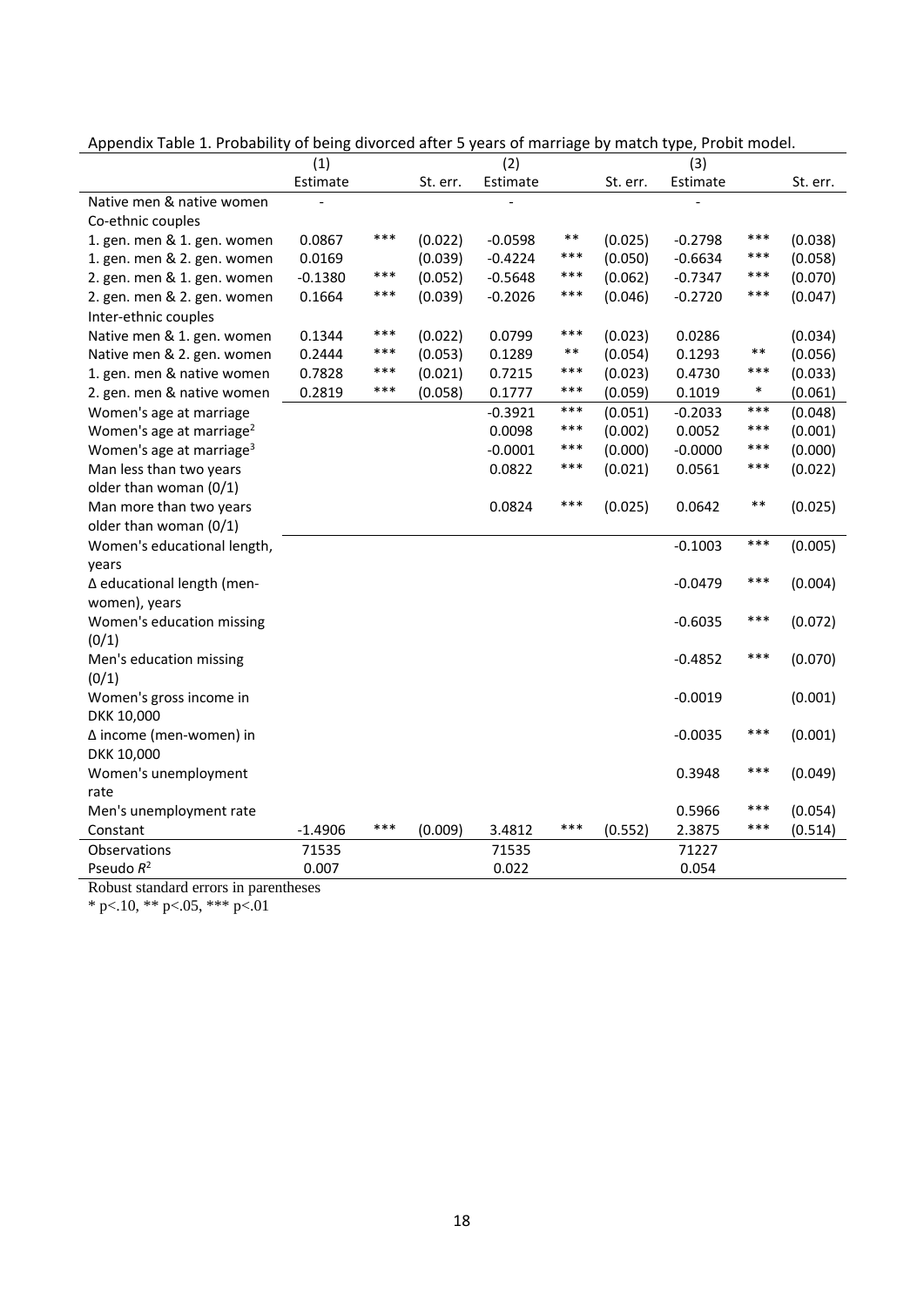Appendix Table 1. Probability of being divorced after 5 years of marriage by match type, Probit model.

| | (1) | | | (2) | | | (3) | | |
|---|---|---|---|---|---|---|---|---|---|
| | Estimate | | St. err. | Estimate | | St. err. | Estimate | | St. err. |
| Native men & native women | - | | | - | | | - | | |
| Co-ethnic couples | | | | | | | | | |
| 1. gen. men & 1. gen. women | 0.0867 | *** | (0.022) | -0.0598 | ** | (0.025) | -0.2798 | *** | (0.038) |
| 1. gen. men & 2. gen. women | 0.0169 | | (0.039) | -0.4224 | *** | (0.050) | -0.6634 | *** | (0.058) |
| 2. gen. men & 1. gen. women | -0.1380 | *** | (0.052) | -0.5648 | *** | (0.062) | -0.7347 | *** | (0.070) |
| 2. gen. men & 2. gen. women | 0.1664 | *** | (0.039) | -0.2026 | *** | (0.046) | -0.2720 | *** | (0.047) |
| Inter-ethnic couples | | | | | | | | | |
| Native men & 1. gen. women | 0.1344 | *** | (0.022) | 0.0799 | *** | (0.023) | 0.0286 | | (0.034) |
| Native men & 2. gen. women | 0.2444 | *** | (0.053) | 0.1289 | ** | (0.054) | 0.1293 | ** | (0.056) |
| 1. gen. men & native women | 0.7828 | *** | (0.021) | 0.7215 | *** | (0.023) | 0.4730 | *** | (0.033) |
| 2. gen. men & native women | 0.2819 | *** | (0.058) | 0.1777 | *** | (0.059) | 0.1019 | * | (0.061) |
| Women's age at marriage | | | | -0.3921 | *** | (0.051) | -0.2033 | *** | (0.048) |
| Women's age at marriage$^2$ | | | | 0.0098 | *** | (0.002) | 0.0052 | *** | (0.001) |
| Women's age at marriage$^3$ | | | | -0.0001 | *** | (0.000) | -0.0000 | *** | (0.000) |
| Man less than two years older than woman (0/1) | | | | 0.0822 | *** | (0.021) | 0.0561 | *** | (0.022) |
| Man more than two years older than woman (0/1) | | | | 0.0824 | *** | (0.025) | 0.0642 | ** | (0.025) |
| Women's educational length, years | | | | | | | -0.1003 | *** | (0.005) |
| Δ educational length (men-women), years | | | | | | | -0.0479 | *** | (0.004) |
| Women's education missing (0/1) | | | | | | | -0.6035 | *** | (0.072) |
| Men's education missing (0/1) | | | | | | | -0.4852 | *** | (0.070) |
| Women's gross income in DKK 10,000 | | | | | | | -0.0019 | | (0.001) |
| Δ income (men-women) in DKK 10,000 | | | | | | | -0.0035 | *** | (0.001) |
| Women's unemployment rate | | | | | | | 0.3948 | *** | (0.049) |
| Men's unemployment rate | | | | | | | 0.5966 | *** | (0.054) |
| Constant | -1.4906 | *** | (0.009) | 3.4812 | *** | (0.552) | 2.3875 | *** | (0.514) |
| Observations | 71535 | | | 71535 | | | 71227 | | |
| Pseudo $R^2$ | 0.007 | | | 0.022 | | | 0.054 | | |

Robust standard errors in parentheses

* p<.10, ** p<.05, *** p<.01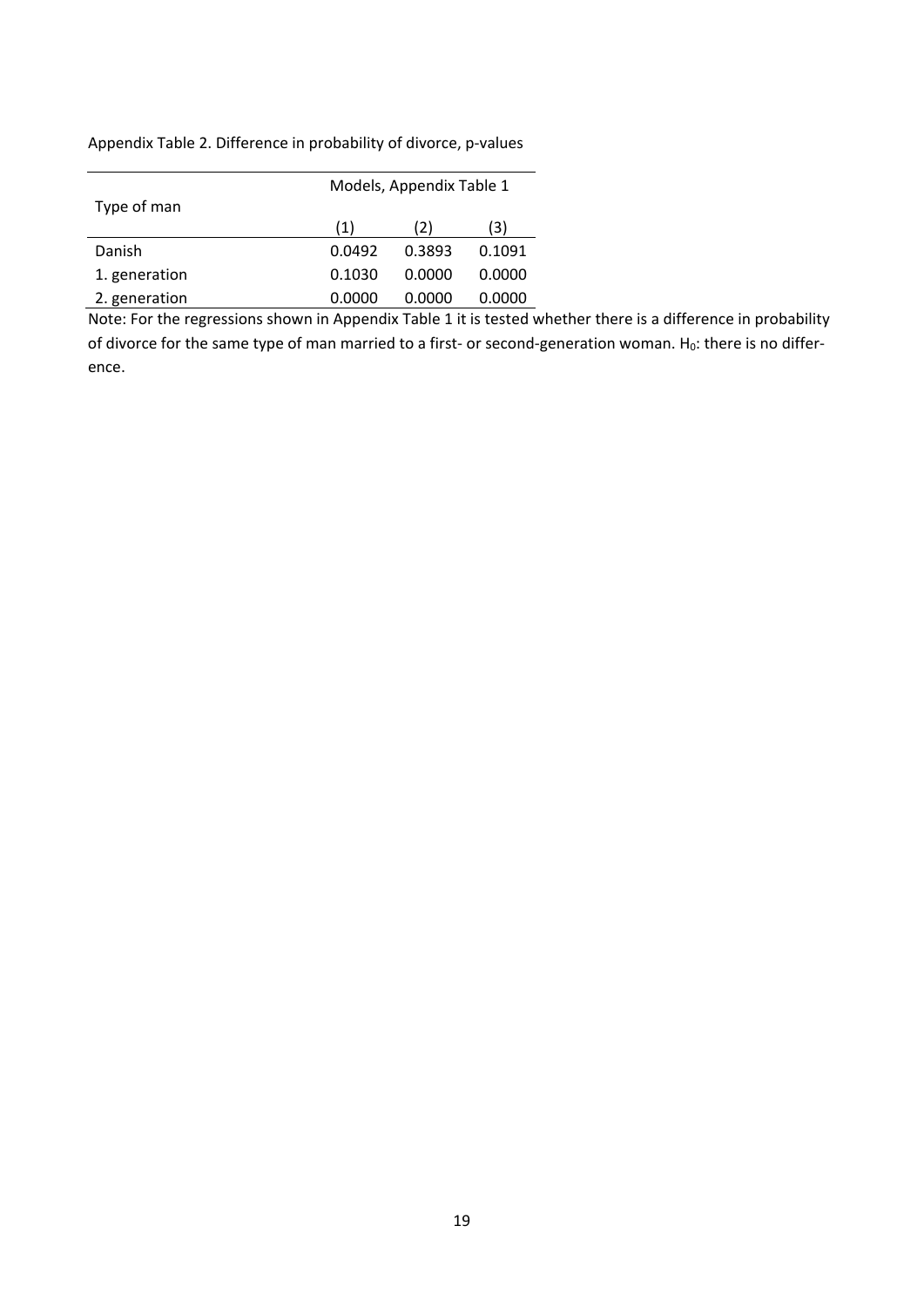Appendix Table 2. Difference in probability of divorce, p-values

| Type of man | Models, Appendix Table 1 | | |
|---|---|---|---|
| | (1) | (2) | (3) |
| Danish | 0.0492 | 0.3893 | 0.1091 |
| 1. generation | 0.1030 | 0.0000 | 0.0000 |
| 2. generation | 0.0000 | 0.0000 | 0.0000 |

Note: For the regressions shown in Appendix Table 1 it is tested whether there is a difference in probability of divorce for the same type of man married to a first- or second-generation woman. $H_0$: there is no difference.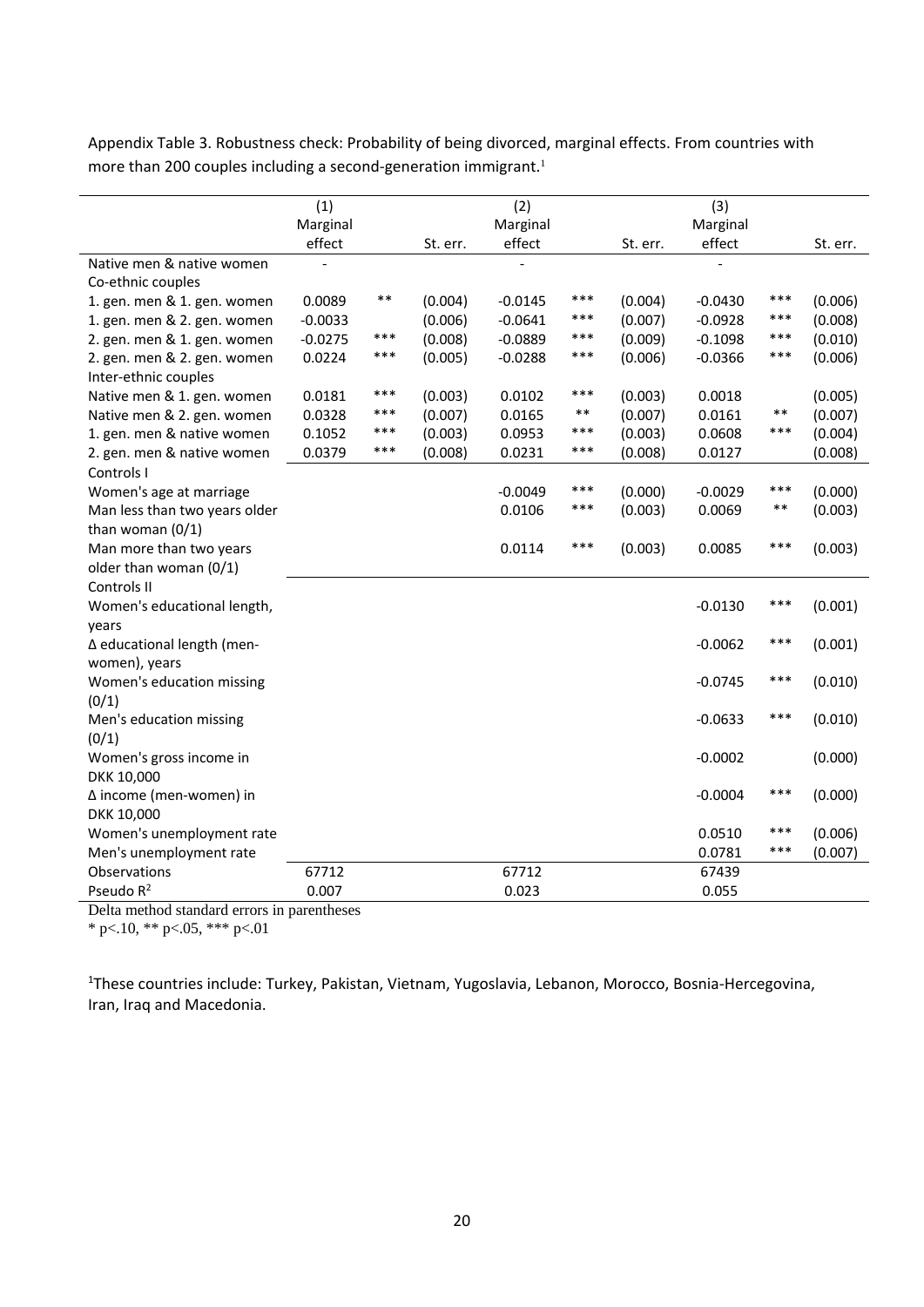Appendix Table 3. Robustness check: Probability of being divorced, marginal effects. From countries with more than 200 couples including a second-generation immigrant.[1]

| | (1) Marginal effect | | St. err. | (2) Marginal effect | | St. err. | (3) Marginal effect | | St. err. |
|---|---|---|---|---|---|---|---|---|---|
| Native men & native women | - | | | - | | | - | | |
| Co-ethnic couples | | | | | | | | | |
| 1. gen. men & 1. gen. women | 0.0089 | ** | (0.004) | -0.0145 | *** | (0.004) | -0.0430 | *** | (0.006) |
| 1. gen. men & 2. gen. women | -0.0033 | | (0.006) | -0.0641 | *** | (0.007) | -0.0928 | *** | (0.008) |
| 2. gen. men & 1. gen. women | -0.0275 | *** | (0.008) | -0.0889 | *** | (0.009) | -0.1098 | *** | (0.010) |
| 2. gen. men & 2. gen. women | 0.0224 | *** | (0.005) | -0.0288 | *** | (0.006) | -0.0366 | *** | (0.006) |
| Inter-ethnic couples | | | | | | | | | |
| Native men & 1. gen. women | 0.0181 | *** | (0.003) | 0.0102 | *** | (0.003) | 0.0018 | | (0.005) |
| Native men & 2. gen. women | 0.0328 | *** | (0.007) | 0.0165 | ** | (0.007) | 0.0161 | ** | (0.007) |
| 1. gen. men & native women | 0.1052 | *** | (0.003) | 0.0953 | *** | (0.003) | 0.0608 | *** | (0.004) |
| 2. gen. men & native women | 0.0379 | *** | (0.008) | 0.0231 | *** | (0.008) | 0.0127 | | (0.008) |
| Controls I | | | | | | | | | |
| Women's age at marriage | | | | -0.0049 | *** | (0.000) | -0.0029 | *** | (0.000) |
| Man less than two years older than woman (0/1) | | | | 0.0106 | *** | (0.003) | 0.0069 | ** | (0.003) |
| Man more than two years older than woman (0/1) | | | | 0.0114 | *** | (0.003) | 0.0085 | *** | (0.003) |
| Controls II | | | | | | | | | |
| Women's educational length, years | | | | | | | -0.0130 | *** | (0.001) |
| Δ educational length (men-women), years | | | | | | | -0.0062 | *** | (0.001) |
| Women's education missing (0/1) | | | | | | | -0.0745 | *** | (0.010) |
| Men's education missing (0/1) | | | | | | | -0.0633 | *** | (0.010) |
| Women's gross income in DKK 10,000 | | | | | | | -0.0002 | | (0.000) |
| Δ income (men-women) in DKK 10,000 | | | | | | | -0.0004 | *** | (0.000) |
| Women's unemployment rate | | | | | | | 0.0510 | *** | (0.006) |
| Men's unemployment rate | | | | | | | 0.0781 | *** | (0.007) |
| Observations | 67712 | | | 67712 | | | 67439 | | |
| Pseudo $R^2$ | 0.007 | | | 0.023 | | | 0.055 | | |

Delta method standard errors in parentheses

* p<.10, ** p<.05, *** p<.01

[1]These countries include: Turkey, Pakistan, Vietnam, Yugoslavia, Lebanon, Morocco, Bosnia-Hercegovina, Iran, Iraq and Macedonia.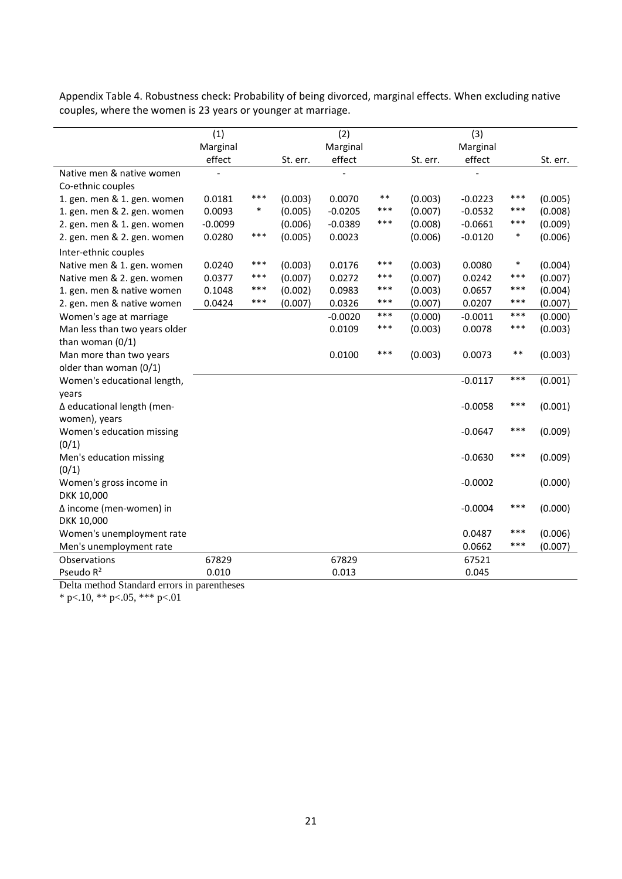Appendix Table 4. Robustness check: Probability of being divorced, marginal effects. When excluding native couples, where the women is 23 years or younger at marriage.

| | (1) | | | (2) | | | (3) | | |
|---|---|---|---|---|---|---|---|---|---|
| | Marginal effect | | St. err. | Marginal effect | | St. err. | Marginal effect | | St. err. |
| Native men & native women | - | | | - | | | - | | |
| Co-ethnic couples | | | | | | | | | |
| 1. gen. men & 1. gen. women | 0.0181 | *** | (0.003) | 0.0070 | ** | (0.003) | -0.0223 | *** | (0.005) |
| 1. gen. men & 2. gen. women | 0.0093 | * | (0.005) | -0.0205 | *** | (0.007) | -0.0532 | *** | (0.008) |
| 2. gen. men & 1. gen. women | -0.0099 | | (0.006) | -0.0389 | *** | (0.008) | -0.0661 | *** | (0.009) |
| 2. gen. men & 2. gen. women | 0.0280 | *** | (0.005) | 0.0023 | | (0.006) | -0.0120 | * | (0.006) |
| Inter-ethnic couples | | | | | | | | | |
| Native men & 1. gen. women | 0.0240 | *** | (0.003) | 0.0176 | *** | (0.003) | 0.0080 | * | (0.004) |
| Native men & 2. gen. women | 0.0377 | *** | (0.007) | 0.0272 | *** | (0.007) | 0.0242 | *** | (0.007) |
| 1. gen. men & native women | 0.1048 | *** | (0.002) | 0.0983 | *** | (0.003) | 0.0657 | *** | (0.004) |
| 2. gen. men & native women | 0.0424 | *** | (0.007) | 0.0326 | *** | (0.007) | 0.0207 | *** | (0.007) |
| Women's age at marriage | | | | -0.0020 | *** | (0.000) | -0.0011 | *** | (0.000) |
| Man less than two years older than woman (0/1) | | | | 0.0109 | *** | (0.003) | 0.0078 | *** | (0.003) |
| Man more than two years older than woman (0/1) | | | | 0.0100 | *** | (0.003) | 0.0073 | ** | (0.003) |
| Women's educational length, years | | | | | | | -0.0117 | *** | (0.001) |
| Δ educational length (men-women), years | | | | | | | -0.0058 | *** | (0.001) |
| Women's education missing (0/1) | | | | | | | -0.0647 | *** | (0.009) |
| Men's education missing (0/1) | | | | | | | -0.0630 | *** | (0.009) |
| Women's gross income in DKK 10,000 | | | | | | | -0.0002 | | (0.000) |
| Δ income (men-women) in DKK 10,000 | | | | | | | -0.0004 | *** | (0.000) |
| Women's unemployment rate | | | | | | | 0.0487 | *** | (0.006) |
| Men's unemployment rate | | | | | | | 0.0662 | *** | (0.007) |
| Observations | 67829 | | | 67829 | | | 67521 | | |
| Pseudo $R^2$ | 0.010 | | | 0.013 | | | 0.045 | | |

Delta method Standard errors in parentheses

* $p<.10$, ** $p<.05$, *** $p<.01$